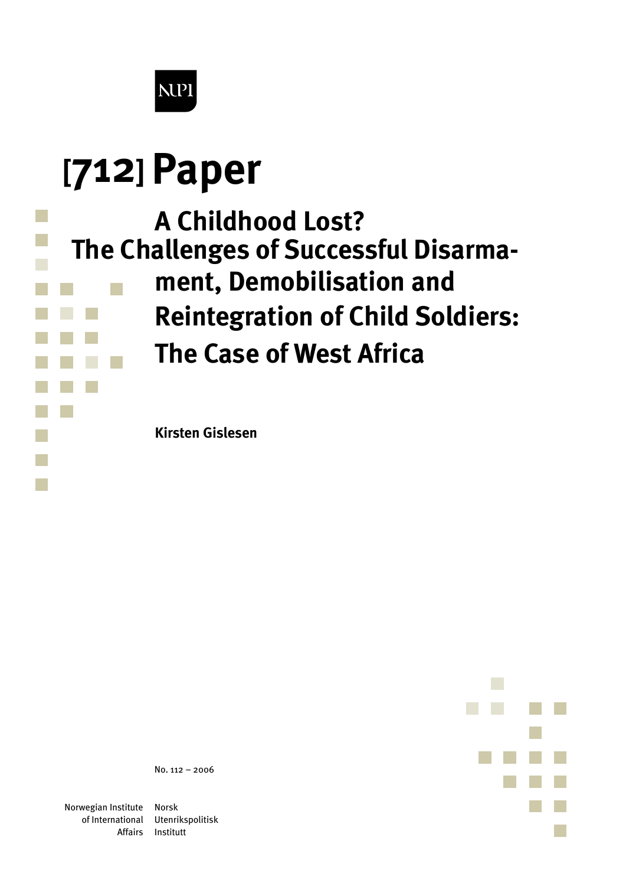NUPI

# [712] Paper

## A Childhood Lost? The Challenges of Successful Disarmament, Demobilisation and Reintegration of Child Soldiers: The Case of West Africa

**Kirsten Gislesen**

No. 112 – 2006

Norwegian Institute of International Affairs

Norsk Utenrikspolitisk Institutt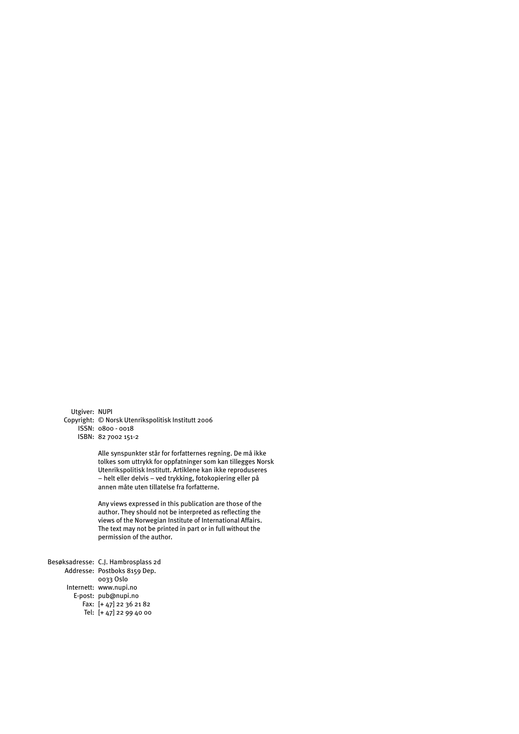Utgiver: NUPI
Copyright: © Norsk Utenrikspolitisk Institutt 2006
ISSN: 0800 - 0018
ISBN: 82 7002 151-2

Alle synspunkter står for forfatternes regning. De må ikke tolkes som uttrykk for oppfatninger som kan tillegges Norsk Utenrikspolitisk Institutt. Artiklene kan ikke reproduseres – helt eller delvis – ved trykking, fotokopiering eller på annen måte uten tillatelse fra forfatterne.

Any views expressed in this publication are those of the author. They should not be interpreted as reflecting the views of the Norwegian Institute of International Affairs. The text may not be printed in part or in full without the permission of the author.

Besøksadresse: C.J. Hambrosplass 2d
Addresse: Postboks 8159 Dep.
0033 Oslo
Internett: www.nupi.no
E-post: pub@nupi.no
Fax: [+ 47] 22 36 21 82
Tel: [+ 47] 22 99 40 00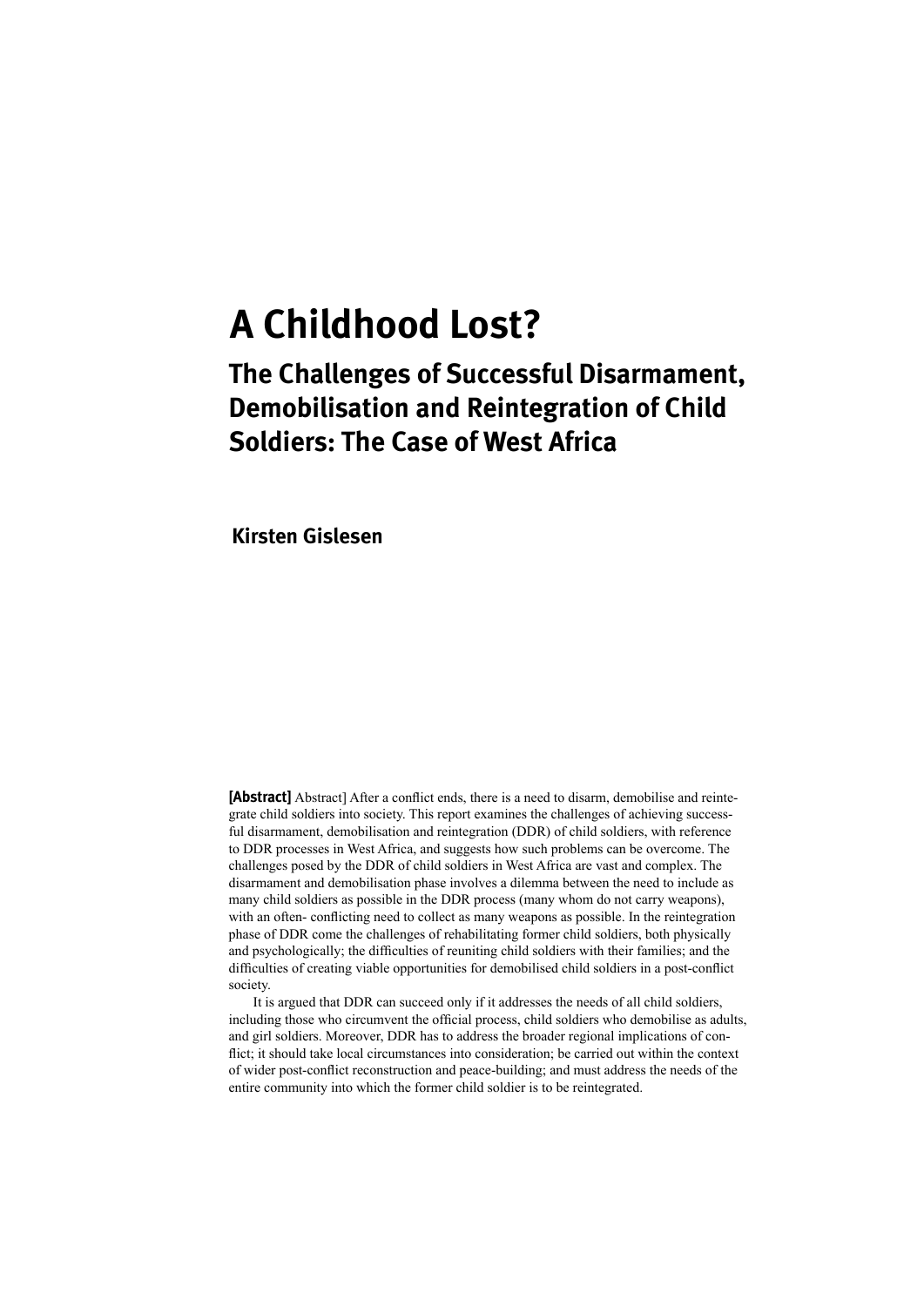# A Childhood Lost?

## The Challenges of Successful Disarmament, Demobilisation and Reintegration of Child Soldiers: The Case of West Africa

**Kirsten Gislesen**

**[Abstract]** Abstract] After a conflict ends, there is a need to disarm, demobilise and reintegrate child soldiers into society. This report examines the challenges of achieving successful disarmament, demobilisation and reintegration (DDR) of child soldiers, with reference to DDR processes in West Africa, and suggests how such problems can be overcome. The challenges posed by the DDR of child soldiers in West Africa are vast and complex. The disarmament and demobilisation phase involves a dilemma between the need to include as many child soldiers as possible in the DDR process (many whom do not carry weapons), with an often- conflicting need to collect as many weapons as possible. In the reintegration phase of DDR come the challenges of rehabilitating former child soldiers, both physically and psychologically; the difficulties of reuniting child soldiers with their families; and the difficulties of creating viable opportunities for demobilised child soldiers in a post-conflict society.

It is argued that DDR can succeed only if it addresses the needs of all child soldiers, including those who circumvent the official process, child soldiers who demobilise as adults, and girl soldiers. Moreover, DDR has to address the broader regional implications of conflict; it should take local circumstances into consideration; be carried out within the context of wider post-conflict reconstruction and peace-building; and must address the needs of the entire community into which the former child soldier is to be reintegrated.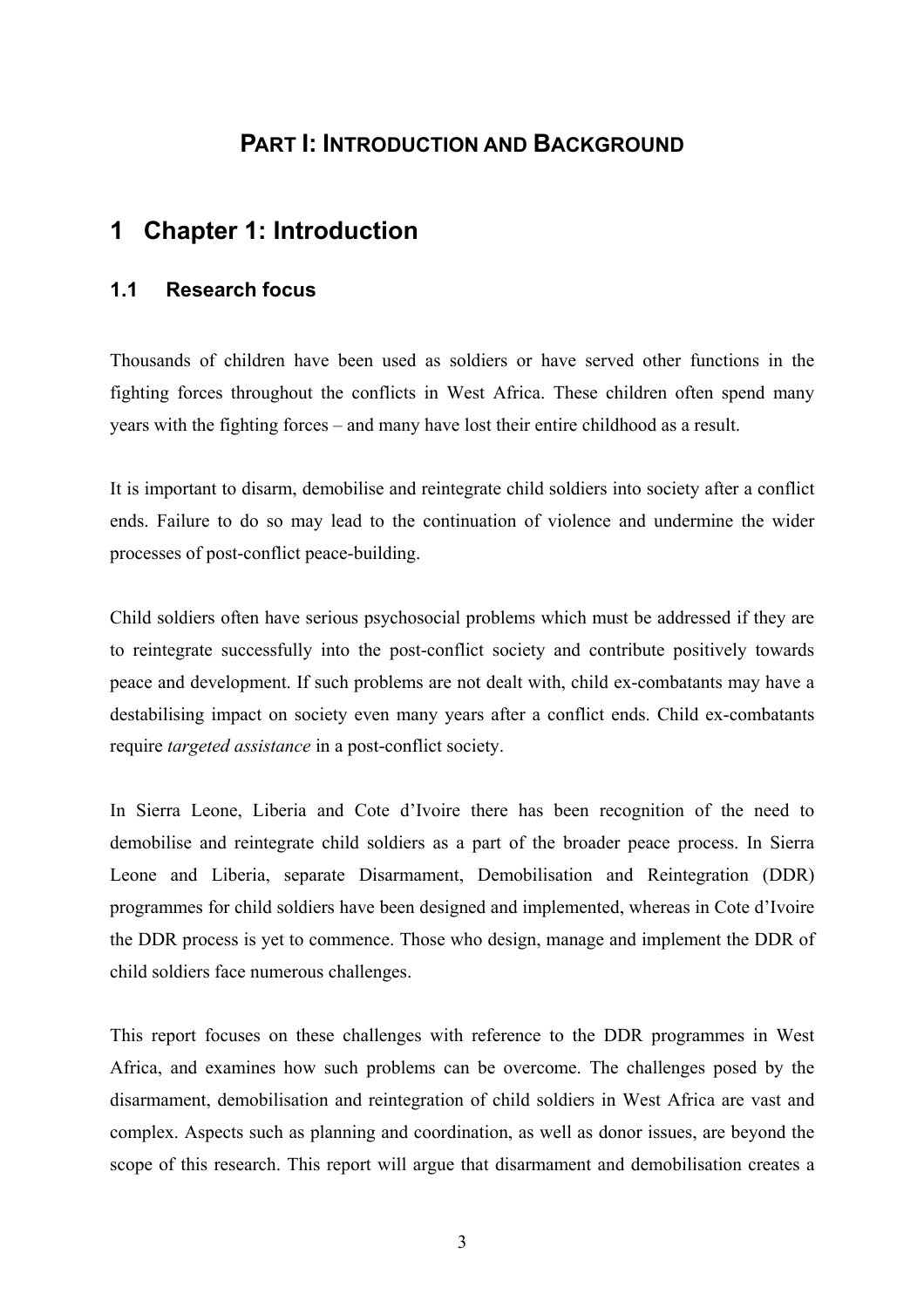# Part I: Introduction and Background

# 1 Chapter 1: Introduction

## 1.1 Research focus

Thousands of children have been used as soldiers or have served other functions in the fighting forces throughout the conflicts in West Africa. These children often spend many years with the fighting forces – and many have lost their entire childhood as a result.

It is important to disarm, demobilise and reintegrate child soldiers into society after a conflict ends. Failure to do so may lead to the continuation of violence and undermine the wider processes of post-conflict peace-building.

Child soldiers often have serious psychosocial problems which must be addressed if they are to reintegrate successfully into the post-conflict society and contribute positively towards peace and development. If such problems are not dealt with, child ex-combatants may have a destabilising impact on society even many years after a conflict ends. Child ex-combatants require *targeted assistance* in a post-conflict society.

In Sierra Leone, Liberia and Cote d'Ivoire there has been recognition of the need to demobilise and reintegrate child soldiers as a part of the broader peace process. In Sierra Leone and Liberia, separate Disarmament, Demobilisation and Reintegration (DDR) programmes for child soldiers have been designed and implemented, whereas in Cote d'Ivoire the DDR process is yet to commence. Those who design, manage and implement the DDR of child soldiers face numerous challenges.

This report focuses on these challenges with reference to the DDR programmes in West Africa, and examines how such problems can be overcome. The challenges posed by the disarmament, demobilisation and reintegration of child soldiers in West Africa are vast and complex. Aspects such as planning and coordination, as well as donor issues, are beyond the scope of this research. This report will argue that disarmament and demobilisation creates a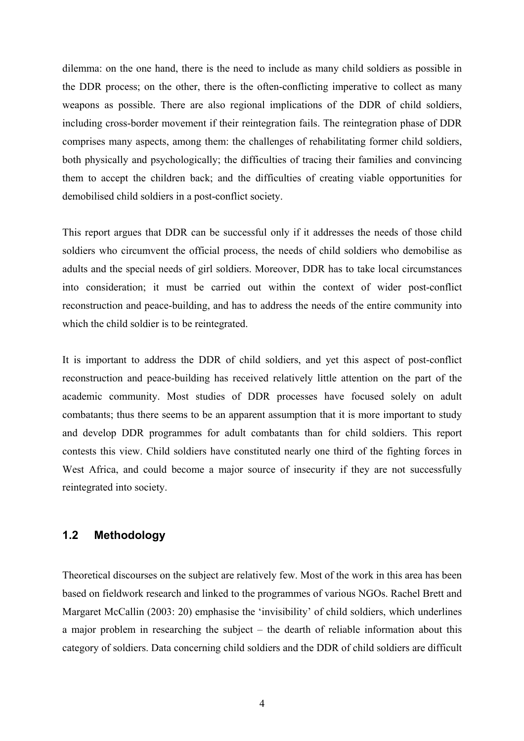dilemma: on the one hand, there is the need to include as many child soldiers as possible in the DDR process; on the other, there is the often-conflicting imperative to collect as many weapons as possible. There are also regional implications of the DDR of child soldiers, including cross-border movement if their reintegration fails. The reintegration phase of DDR comprises many aspects, among them: the challenges of rehabilitating former child soldiers, both physically and psychologically; the difficulties of tracing their families and convincing them to accept the children back; and the difficulties of creating viable opportunities for demobilised child soldiers in a post-conflict society.

This report argues that DDR can be successful only if it addresses the needs of those child soldiers who circumvent the official process, the needs of child soldiers who demobilise as adults and the special needs of girl soldiers. Moreover, DDR has to take local circumstances into consideration; it must be carried out within the context of wider post-conflict reconstruction and peace-building, and has to address the needs of the entire community into which the child soldier is to be reintegrated.

It is important to address the DDR of child soldiers, and yet this aspect of post-conflict reconstruction and peace-building has received relatively little attention on the part of the academic community. Most studies of DDR processes have focused solely on adult combatants; thus there seems to be an apparent assumption that it is more important to study and develop DDR programmes for adult combatants than for child soldiers. This report contests this view. Child soldiers have constituted nearly one third of the fighting forces in West Africa, and could become a major source of insecurity if they are not successfully reintegrated into society.

## 1.2 Methodology

Theoretical discourses on the subject are relatively few. Most of the work in this area has been based on fieldwork research and linked to the programmes of various NGOs. Rachel Brett and Margaret McCallin (2003: 20) emphasise the 'invisibility' of child soldiers, which underlines a major problem in researching the subject – the dearth of reliable information about this category of soldiers. Data concerning child soldiers and the DDR of child soldiers are difficult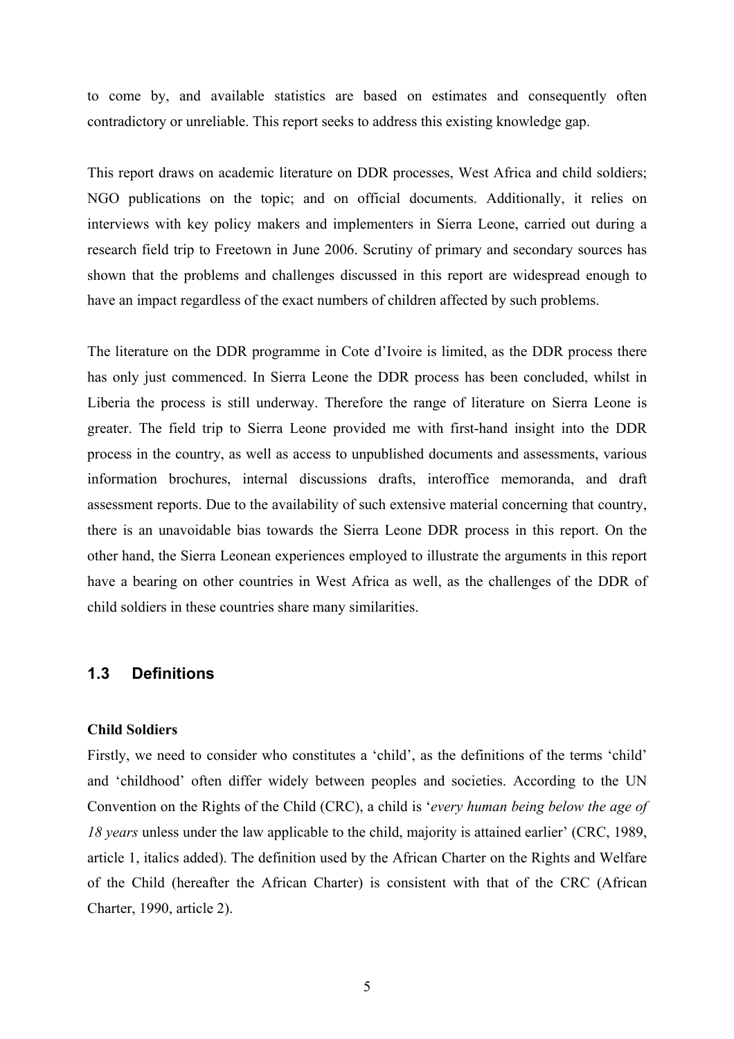to come by, and available statistics are based on estimates and consequently often contradictory or unreliable. This report seeks to address this existing knowledge gap.

This report draws on academic literature on DDR processes, West Africa and child soldiers; NGO publications on the topic; and on official documents. Additionally, it relies on interviews with key policy makers and implementers in Sierra Leone, carried out during a research field trip to Freetown in June 2006. Scrutiny of primary and secondary sources has shown that the problems and challenges discussed in this report are widespread enough to have an impact regardless of the exact numbers of children affected by such problems.

The literature on the DDR programme in Cote d'Ivoire is limited, as the DDR process there has only just commenced. In Sierra Leone the DDR process has been concluded, whilst in Liberia the process is still underway. Therefore the range of literature on Sierra Leone is greater. The field trip to Sierra Leone provided me with first-hand insight into the DDR process in the country, as well as access to unpublished documents and assessments, various information brochures, internal discussions drafts, interoffice memoranda, and draft assessment reports. Due to the availability of such extensive material concerning that country, there is an unavoidable bias towards the Sierra Leone DDR process in this report. On the other hand, the Sierra Leonean experiences employed to illustrate the arguments in this report have a bearing on other countries in West Africa as well, as the challenges of the DDR of child soldiers in these countries share many similarities.

## 1.3 Definitions

**Child Soldiers**

Firstly, we need to consider who constitutes a 'child', as the definitions of the terms 'child' and 'childhood' often differ widely between peoples and societies. According to the UN Convention on the Rights of the Child (CRC), a child is '*every human being below the age of 18 years* unless under the law applicable to the child, majority is attained earlier' (CRC, 1989, article 1, italics added). The definition used by the African Charter on the Rights and Welfare of the Child (hereafter the African Charter) is consistent with that of the CRC (African Charter, 1990, article 2).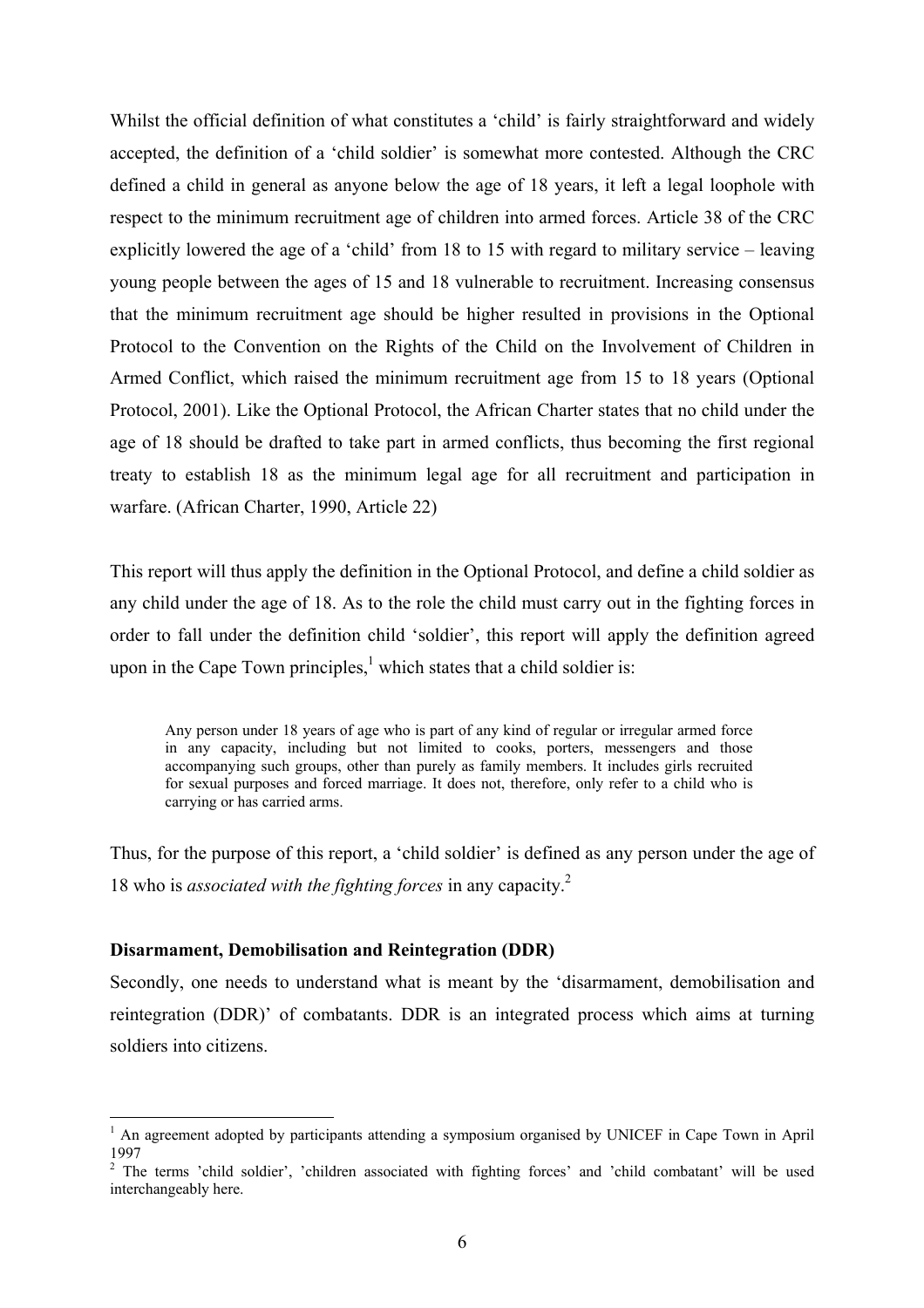Whilst the official definition of what constitutes a 'child' is fairly straightforward and widely accepted, the definition of a 'child soldier' is somewhat more contested. Although the CRC defined a child in general as anyone below the age of 18 years, it left a legal loophole with respect to the minimum recruitment age of children into armed forces. Article 38 of the CRC explicitly lowered the age of a 'child' from 18 to 15 with regard to military service – leaving young people between the ages of 15 and 18 vulnerable to recruitment. Increasing consensus that the minimum recruitment age should be higher resulted in provisions in the Optional Protocol to the Convention on the Rights of the Child on the Involvement of Children in Armed Conflict, which raised the minimum recruitment age from 15 to 18 years (Optional Protocol, 2001). Like the Optional Protocol, the African Charter states that no child under the age of 18 should be drafted to take part in armed conflicts, thus becoming the first regional treaty to establish 18 as the minimum legal age for all recruitment and participation in warfare. (African Charter, 1990, Article 22)

This report will thus apply the definition in the Optional Protocol, and define a child soldier as any child under the age of 18. As to the role the child must carry out in the fighting forces in order to fall under the definition child 'soldier', this report will apply the definition agreed upon in the Cape Town principles,[1] which states that a child soldier is:

> Any person under 18 years of age who is part of any kind of regular or irregular armed force in any capacity, including but not limited to cooks, porters, messengers and those accompanying such groups, other than purely as family members. It includes girls recruited for sexual purposes and forced marriage. It does not, therefore, only refer to a child who is carrying or has carried arms.

Thus, for the purpose of this report, a 'child soldier' is defined as any person under the age of 18 who is *associated with the fighting forces* in any capacity.[2]

**Disarmament, Demobilisation and Reintegration (DDR)**

Secondly, one needs to understand what is meant by the 'disarmament, demobilisation and reintegration (DDR)' of combatants. DDR is an integrated process which aims at turning soldiers into citizens.

---

[1] An agreement adopted by participants attending a symposium organised by UNICEF in Cape Town in April 1997

[2] The terms 'child soldier', 'children associated with fighting forces' and 'child combatant' will be used interchangeably here.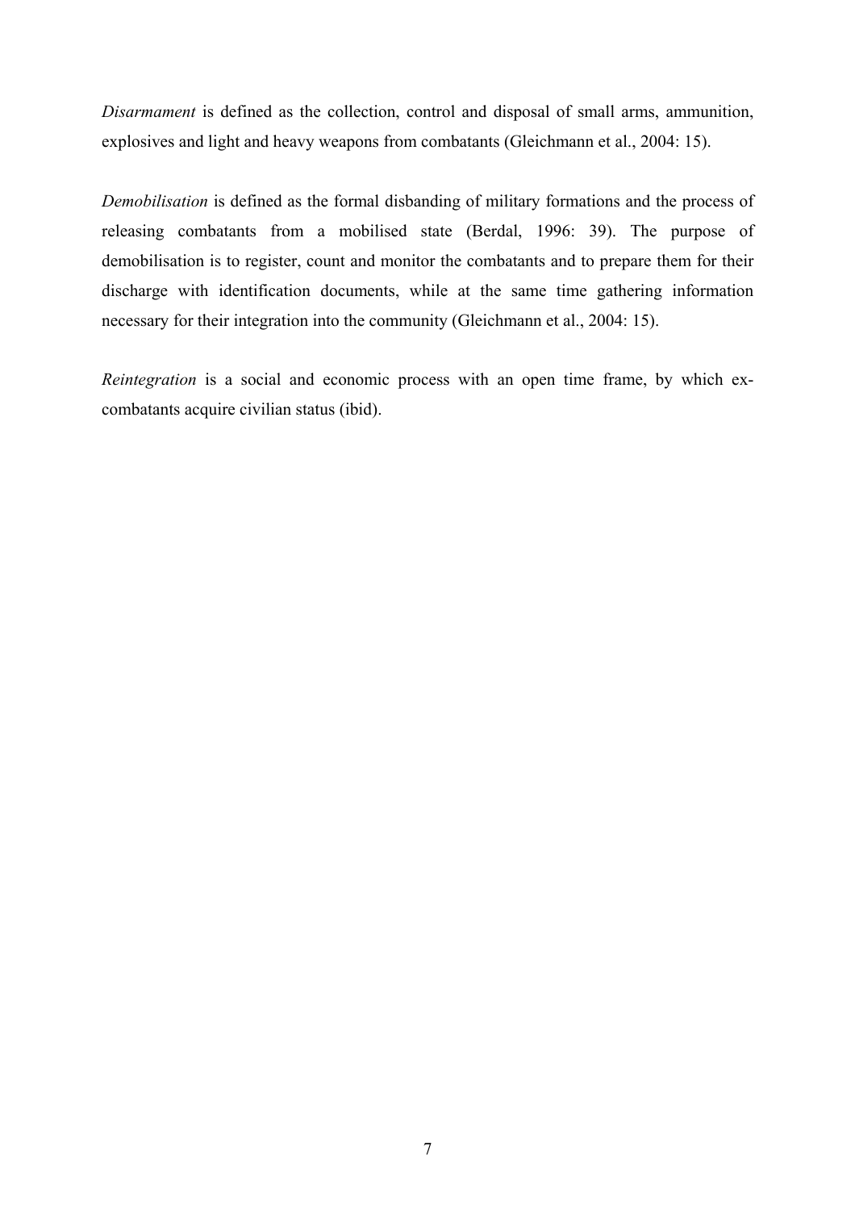*Disarmament* is defined as the collection, control and disposal of small arms, ammunition, explosives and light and heavy weapons from combatants (Gleichmann et al., 2004: 15).

*Demobilisation* is defined as the formal disbanding of military formations and the process of releasing combatants from a mobilised state (Berdal, 1996: 39). The purpose of demobilisation is to register, count and monitor the combatants and to prepare them for their discharge with identification documents, while at the same time gathering information necessary for their integration into the community (Gleichmann et al., 2004: 15).

*Reintegration* is a social and economic process with an open time frame, by which ex-combatants acquire civilian status (ibid).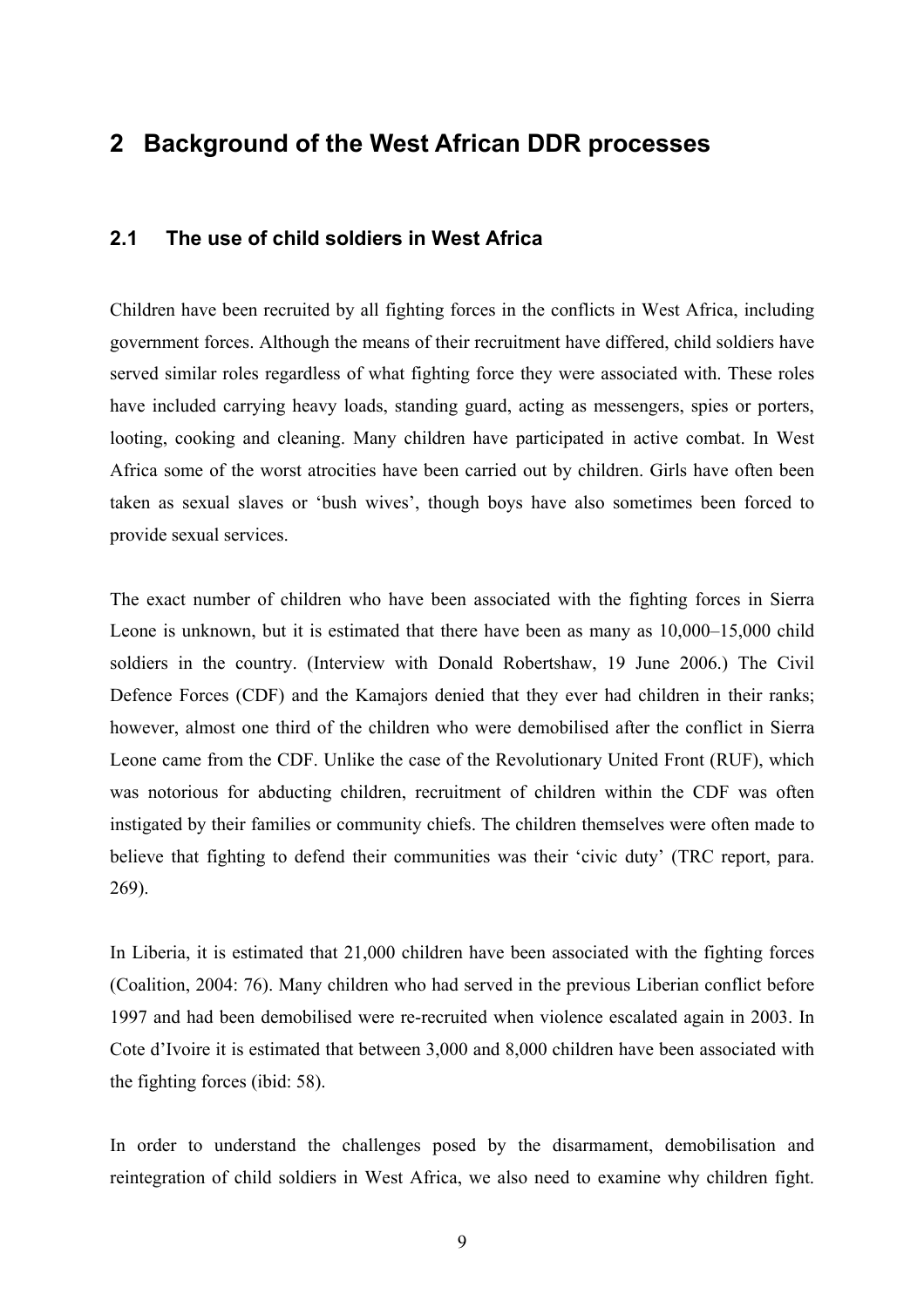# 2 Background of the West African DDR processes

## 2.1 The use of child soldiers in West Africa

Children have been recruited by all fighting forces in the conflicts in West Africa, including government forces. Although the means of their recruitment have differed, child soldiers have served similar roles regardless of what fighting force they were associated with. These roles have included carrying heavy loads, standing guard, acting as messengers, spies or porters, looting, cooking and cleaning. Many children have participated in active combat. In West Africa some of the worst atrocities have been carried out by children. Girls have often been taken as sexual slaves or 'bush wives', though boys have also sometimes been forced to provide sexual services.

The exact number of children who have been associated with the fighting forces in Sierra Leone is unknown, but it is estimated that there have been as many as 10,000–15,000 child soldiers in the country. (Interview with Donald Robertshaw, 19 June 2006.) The Civil Defence Forces (CDF) and the Kamajors denied that they ever had children in their ranks; however, almost one third of the children who were demobilised after the conflict in Sierra Leone came from the CDF. Unlike the case of the Revolutionary United Front (RUF), which was notorious for abducting children, recruitment of children within the CDF was often instigated by their families or community chiefs. The children themselves were often made to believe that fighting to defend their communities was their 'civic duty' (TRC report, para. 269).

In Liberia, it is estimated that 21,000 children have been associated with the fighting forces (Coalition, 2004: 76). Many children who had served in the previous Liberian conflict before 1997 and had been demobilised were re-recruited when violence escalated again in 2003. In Cote d'Ivoire it is estimated that between 3,000 and 8,000 children have been associated with the fighting forces (ibid: 58).

In order to understand the challenges posed by the disarmament, demobilisation and reintegration of child soldiers in West Africa, we also need to examine why children fight.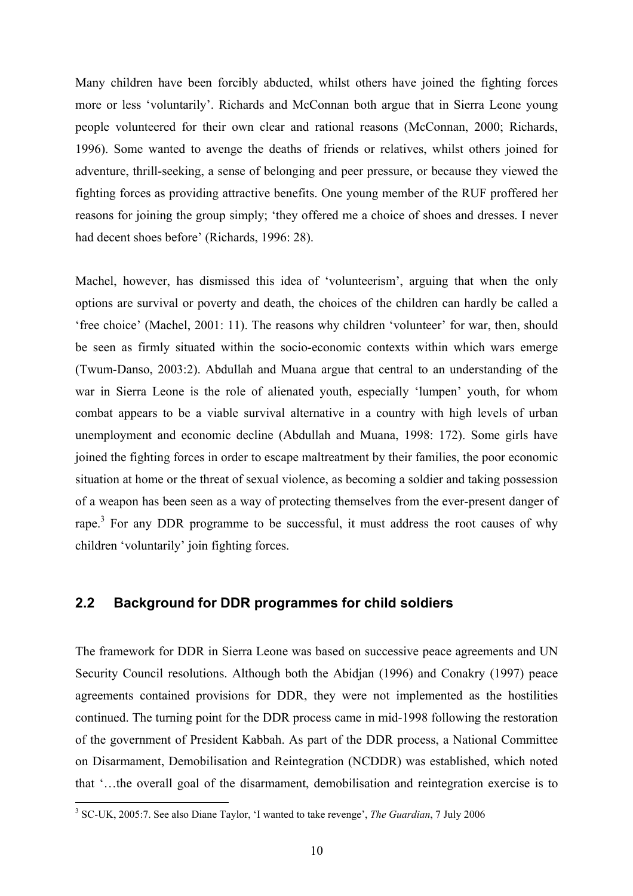Many children have been forcibly abducted, whilst others have joined the fighting forces more or less 'voluntarily'. Richards and McConnan both argue that in Sierra Leone young people volunteered for their own clear and rational reasons (McConnan, 2000; Richards, 1996). Some wanted to avenge the deaths of friends or relatives, whilst others joined for adventure, thrill-seeking, a sense of belonging and peer pressure, or because they viewed the fighting forces as providing attractive benefits. One young member of the RUF proffered her reasons for joining the group simply; 'they offered me a choice of shoes and dresses. I never had decent shoes before' (Richards, 1996: 28).

Machel, however, has dismissed this idea of 'volunteerism', arguing that when the only options are survival or poverty and death, the choices of the children can hardly be called a 'free choice' (Machel, 2001: 11). The reasons why children 'volunteer' for war, then, should be seen as firmly situated within the socio-economic contexts within which wars emerge (Twum-Danso, 2003:2). Abdullah and Muana argue that central to an understanding of the war in Sierra Leone is the role of alienated youth, especially 'lumpen' youth, for whom combat appears to be a viable survival alternative in a country with high levels of urban unemployment and economic decline (Abdullah and Muana, 1998: 172). Some girls have joined the fighting forces in order to escape maltreatment by their families, the poor economic situation at home or the threat of sexual violence, as becoming a soldier and taking possession of a weapon has been seen as a way of protecting themselves from the ever-present danger of rape.[3] For any DDR programme to be successful, it must address the root causes of why children 'voluntarily' join fighting forces.

## 2.2 Background for DDR programmes for child soldiers

The framework for DDR in Sierra Leone was based on successive peace agreements and UN Security Council resolutions. Although both the Abidjan (1996) and Conakry (1997) peace agreements contained provisions for DDR, they were not implemented as the hostilities continued. The turning point for the DDR process came in mid-1998 following the restoration of the government of President Kabbah. As part of the DDR process, a National Committee on Disarmament, Demobilisation and Reintegration (NCDDR) was established, which noted that '…the overall goal of the disarmament, demobilisation and reintegration exercise is to

[3] SC-UK, 2005:7. See also Diane Taylor, 'I wanted to take revenge', *The Guardian*, 7 July 2006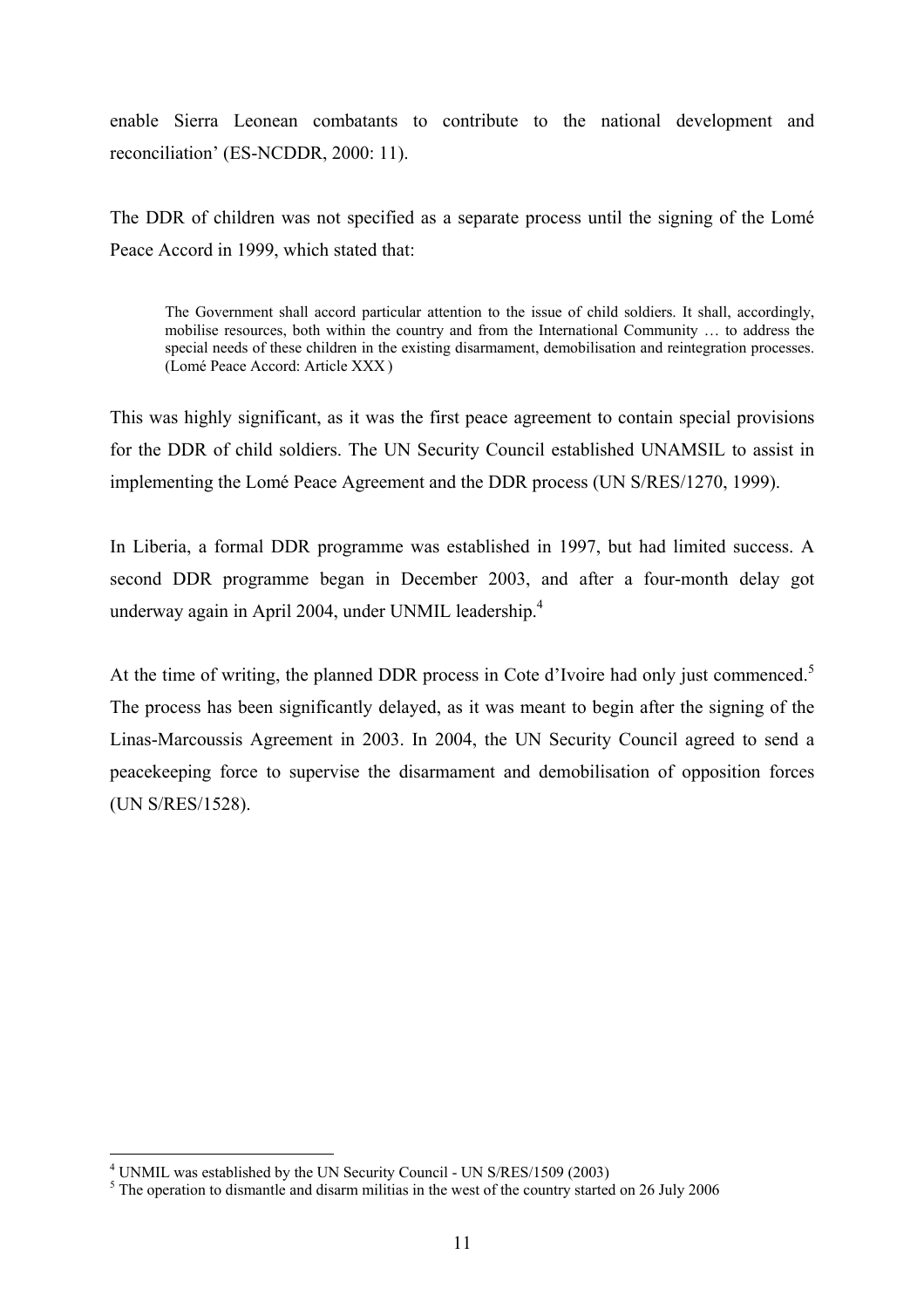enable Sierra Leonean combatants to contribute to the national development and reconciliation' (ES-NCDDR, 2000: 11).

The DDR of children was not specified as a separate process until the signing of the Lomé Peace Accord in 1999, which stated that:

> The Government shall accord particular attention to the issue of child soldiers. It shall, accordingly, mobilise resources, both within the country and from the International Community … to address the special needs of these children in the existing disarmament, demobilisation and reintegration processes. (Lomé Peace Accord: Article XXX)

This was highly significant, as it was the first peace agreement to contain special provisions for the DDR of child soldiers. The UN Security Council established UNAMSIL to assist in implementing the Lomé Peace Agreement and the DDR process (UN S/RES/1270, 1999).

In Liberia, a formal DDR programme was established in 1997, but had limited success. A second DDR programme began in December 2003, and after a four-month delay got underway again in April 2004, under UNMIL leadership.[4]

At the time of writing, the planned DDR process in Cote d'Ivoire had only just commenced.[5] The process has been significantly delayed, as it was meant to begin after the signing of the Linas-Marcoussis Agreement in 2003. In 2004, the UN Security Council agreed to send a peacekeeping force to supervise the disarmament and demobilisation of opposition forces (UN S/RES/1528).

---

[4] UNMIL was established by the UN Security Council - UN S/RES/1509 (2003)

[5] The operation to dismantle and disarm militias in the west of the country started on 26 July 2006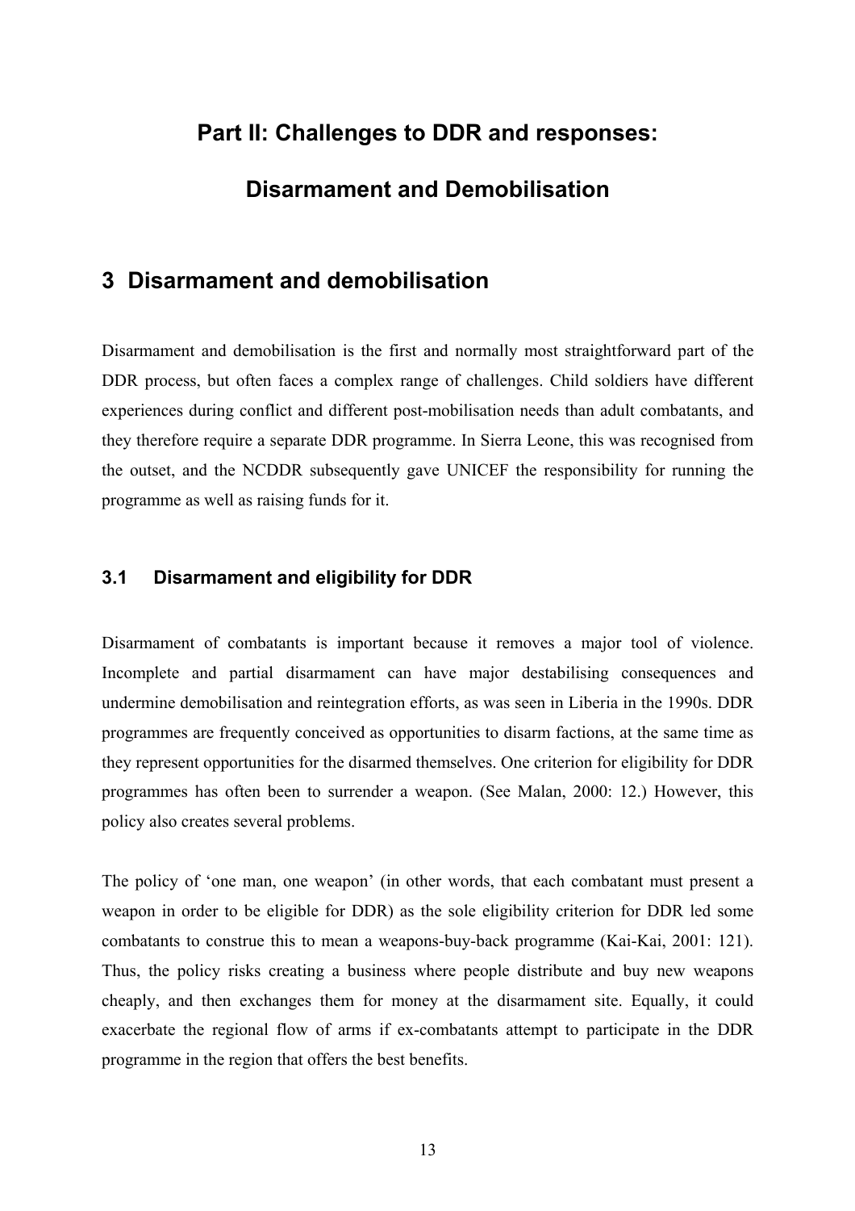# Part II: Challenges to DDR and responses: Disarmament and Demobilisation

## 3 Disarmament and demobilisation

Disarmament and demobilisation is the first and normally most straightforward part of the DDR process, but often faces a complex range of challenges. Child soldiers have different experiences during conflict and different post-mobilisation needs than adult combatants, and they therefore require a separate DDR programme. In Sierra Leone, this was recognised from the outset, and the NCDDR subsequently gave UNICEF the responsibility for running the programme as well as raising funds for it.

### 3.1 Disarmament and eligibility for DDR

Disarmament of combatants is important because it removes a major tool of violence. Incomplete and partial disarmament can have major destabilising consequences and undermine demobilisation and reintegration efforts, as was seen in Liberia in the 1990s. DDR programmes are frequently conceived as opportunities to disarm factions, at the same time as they represent opportunities for the disarmed themselves. One criterion for eligibility for DDR programmes has often been to surrender a weapon. (See Malan, 2000: 12.) However, this policy also creates several problems.

The policy of 'one man, one weapon' (in other words, that each combatant must present a weapon in order to be eligible for DDR) as the sole eligibility criterion for DDR led some combatants to construe this to mean a weapons-buy-back programme (Kai-Kai, 2001: 121). Thus, the policy risks creating a business where people distribute and buy new weapons cheaply, and then exchanges them for money at the disarmament site. Equally, it could exacerbate the regional flow of arms if ex-combatants attempt to participate in the DDR programme in the region that offers the best benefits.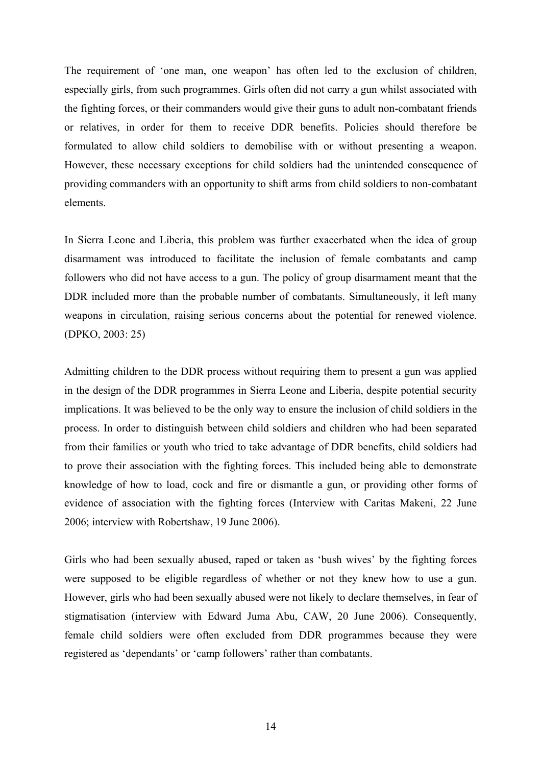The requirement of 'one man, one weapon' has often led to the exclusion of children, especially girls, from such programmes. Girls often did not carry a gun whilst associated with the fighting forces, or their commanders would give their guns to adult non-combatant friends or relatives, in order for them to receive DDR benefits. Policies should therefore be formulated to allow child soldiers to demobilise with or without presenting a weapon. However, these necessary exceptions for child soldiers had the unintended consequence of providing commanders with an opportunity to shift arms from child soldiers to non-combatant elements.

In Sierra Leone and Liberia, this problem was further exacerbated when the idea of group disarmament was introduced to facilitate the inclusion of female combatants and camp followers who did not have access to a gun. The policy of group disarmament meant that the DDR included more than the probable number of combatants. Simultaneously, it left many weapons in circulation, raising serious concerns about the potential for renewed violence. (DPKO, 2003: 25)

Admitting children to the DDR process without requiring them to present a gun was applied in the design of the DDR programmes in Sierra Leone and Liberia, despite potential security implications. It was believed to be the only way to ensure the inclusion of child soldiers in the process. In order to distinguish between child soldiers and children who had been separated from their families or youth who tried to take advantage of DDR benefits, child soldiers had to prove their association with the fighting forces. This included being able to demonstrate knowledge of how to load, cock and fire or dismantle a gun, or providing other forms of evidence of association with the fighting forces (Interview with Caritas Makeni, 22 June 2006; interview with Robertshaw, 19 June 2006).

Girls who had been sexually abused, raped or taken as 'bush wives' by the fighting forces were supposed to be eligible regardless of whether or not they knew how to use a gun. However, girls who had been sexually abused were not likely to declare themselves, in fear of stigmatisation (interview with Edward Juma Abu, CAW, 20 June 2006). Consequently, female child soldiers were often excluded from DDR programmes because they were registered as 'dependants' or 'camp followers' rather than combatants.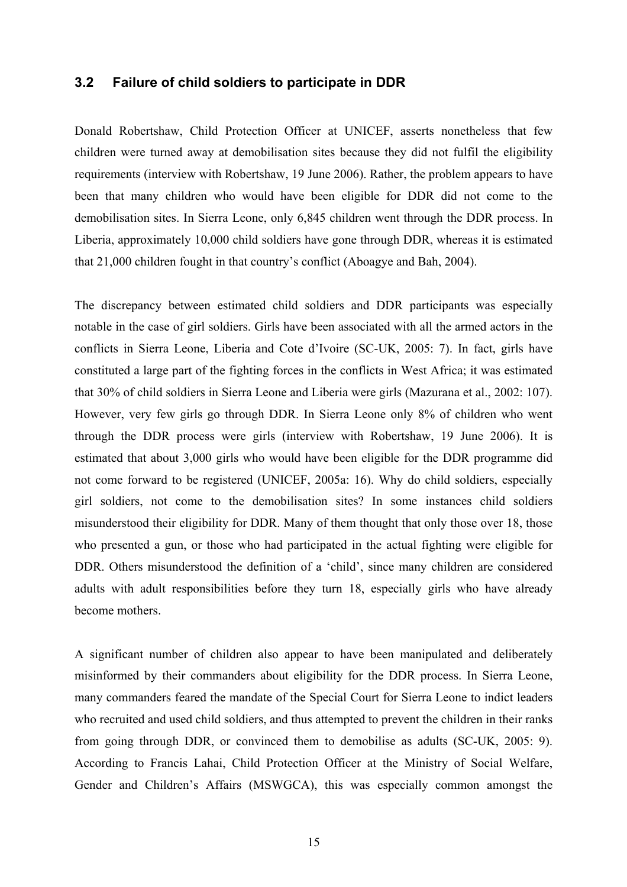### 3.2 Failure of child soldiers to participate in DDR

Donald Robertshaw, Child Protection Officer at UNICEF, asserts nonetheless that few children were turned away at demobilisation sites because they did not fulfil the eligibility requirements (interview with Robertshaw, 19 June 2006). Rather, the problem appears to have been that many children who would have been eligible for DDR did not come to the demobilisation sites. In Sierra Leone, only 6,845 children went through the DDR process. In Liberia, approximately 10,000 child soldiers have gone through DDR, whereas it is estimated that 21,000 children fought in that country's conflict (Aboagye and Bah, 2004).

The discrepancy between estimated child soldiers and DDR participants was especially notable in the case of girl soldiers. Girls have been associated with all the armed actors in the conflicts in Sierra Leone, Liberia and Cote d'Ivoire (SC-UK, 2005: 7). In fact, girls have constituted a large part of the fighting forces in the conflicts in West Africa; it was estimated that 30% of child soldiers in Sierra Leone and Liberia were girls (Mazurana et al., 2002: 107). However, very few girls go through DDR. In Sierra Leone only 8% of children who went through the DDR process were girls (interview with Robertshaw, 19 June 2006). It is estimated that about 3,000 girls who would have been eligible for the DDR programme did not come forward to be registered (UNICEF, 2005a: 16). Why do child soldiers, especially girl soldiers, not come to the demobilisation sites? In some instances child soldiers misunderstood their eligibility for DDR. Many of them thought that only those over 18, those who presented a gun, or those who had participated in the actual fighting were eligible for DDR. Others misunderstood the definition of a 'child', since many children are considered adults with adult responsibilities before they turn 18, especially girls who have already become mothers.

A significant number of children also appear to have been manipulated and deliberately misinformed by their commanders about eligibility for the DDR process. In Sierra Leone, many commanders feared the mandate of the Special Court for Sierra Leone to indict leaders who recruited and used child soldiers, and thus attempted to prevent the children in their ranks from going through DDR, or convinced them to demobilise as adults (SC-UK, 2005: 9). According to Francis Lahai, Child Protection Officer at the Ministry of Social Welfare, Gender and Children's Affairs (MSWGCA), this was especially common amongst the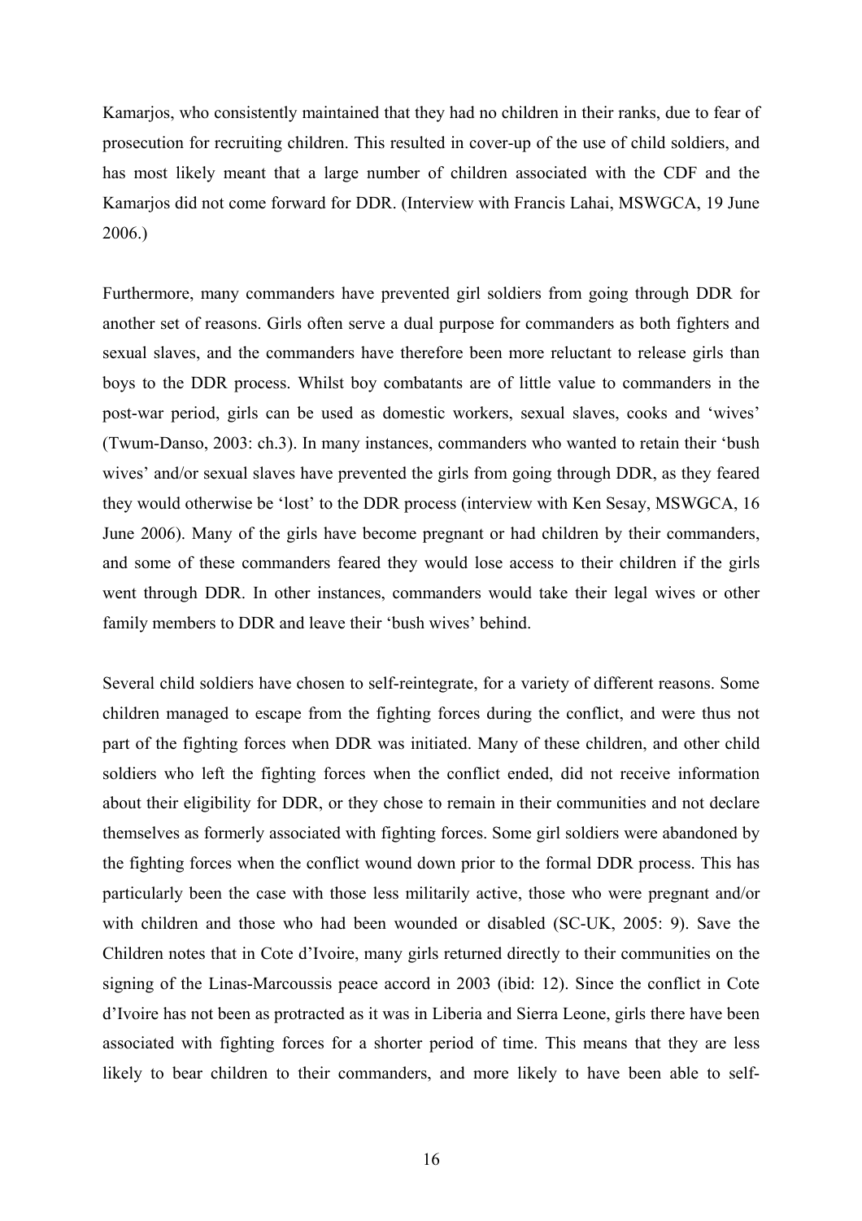Kamarjos, who consistently maintained that they had no children in their ranks, due to fear of prosecution for recruiting children. This resulted in cover-up of the use of child soldiers, and has most likely meant that a large number of children associated with the CDF and the Kamarjos did not come forward for DDR. (Interview with Francis Lahai, MSWGCA, 19 June 2006.)

Furthermore, many commanders have prevented girl soldiers from going through DDR for another set of reasons. Girls often serve a dual purpose for commanders as both fighters and sexual slaves, and the commanders have therefore been more reluctant to release girls than boys to the DDR process. Whilst boy combatants are of little value to commanders in the post-war period, girls can be used as domestic workers, sexual slaves, cooks and 'wives' (Twum-Danso, 2003: ch.3). In many instances, commanders who wanted to retain their 'bush wives' and/or sexual slaves have prevented the girls from going through DDR, as they feared they would otherwise be 'lost' to the DDR process (interview with Ken Sesay, MSWGCA, 16 June 2006). Many of the girls have become pregnant or had children by their commanders, and some of these commanders feared they would lose access to their children if the girls went through DDR. In other instances, commanders would take their legal wives or other family members to DDR and leave their 'bush wives' behind.

Several child soldiers have chosen to self-reintegrate, for a variety of different reasons. Some children managed to escape from the fighting forces during the conflict, and were thus not part of the fighting forces when DDR was initiated. Many of these children, and other child soldiers who left the fighting forces when the conflict ended, did not receive information about their eligibility for DDR, or they chose to remain in their communities and not declare themselves as formerly associated with fighting forces. Some girl soldiers were abandoned by the fighting forces when the conflict wound down prior to the formal DDR process. This has particularly been the case with those less militarily active, those who were pregnant and/or with children and those who had been wounded or disabled (SC-UK, 2005: 9). Save the Children notes that in Cote d'Ivoire, many girls returned directly to their communities on the signing of the Linas-Marcoussis peace accord in 2003 (ibid: 12). Since the conflict in Cote d'Ivoire has not been as protracted as it was in Liberia and Sierra Leone, girls there have been associated with fighting forces for a shorter period of time. This means that they are less likely to bear children to their commanders, and more likely to have been able to self-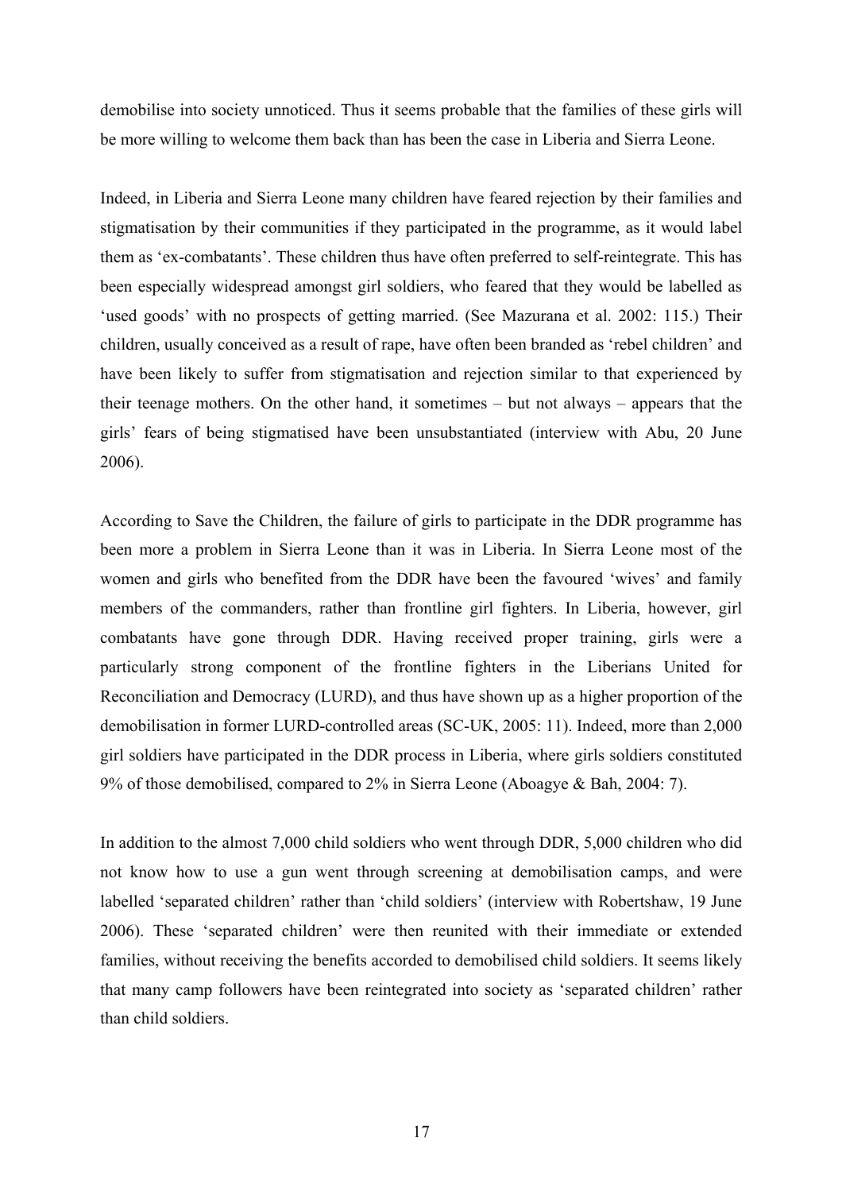demobilise into society unnoticed. Thus it seems probable that the families of these girls will be more willing to welcome them back than has been the case in Liberia and Sierra Leone.

Indeed, in Liberia and Sierra Leone many children have feared rejection by their families and stigmatisation by their communities if they participated in the programme, as it would label them as 'ex-combatants'. These children thus have often preferred to self-reintegrate. This has been especially widespread amongst girl soldiers, who feared that they would be labelled as 'used goods' with no prospects of getting married. (See Mazurana et al. 2002: 115.) Their children, usually conceived as a result of rape, have often been branded as 'rebel children' and have been likely to suffer from stigmatisation and rejection similar to that experienced by their teenage mothers. On the other hand, it sometimes – but not always – appears that the girls' fears of being stigmatised have been unsubstantiated (interview with Abu, 20 June 2006).

According to Save the Children, the failure of girls to participate in the DDR programme has been more a problem in Sierra Leone than it was in Liberia. In Sierra Leone most of the women and girls who benefited from the DDR have been the favoured 'wives' and family members of the commanders, rather than frontline girl fighters. In Liberia, however, girl combatants have gone through DDR. Having received proper training, girls were a particularly strong component of the frontline fighters in the Liberians United for Reconciliation and Democracy (LURD), and thus have shown up as a higher proportion of the demobilisation in former LURD-controlled areas (SC-UK, 2005: 11). Indeed, more than 2,000 girl soldiers have participated in the DDR process in Liberia, where girls soldiers constituted 9% of those demobilised, compared to 2% in Sierra Leone (Aboagye & Bah, 2004: 7).

In addition to the almost 7,000 child soldiers who went through DDR, 5,000 children who did not know how to use a gun went through screening at demobilisation camps, and were labelled 'separated children' rather than 'child soldiers' (interview with Robertshaw, 19 June 2006). These 'separated children' were then reunited with their immediate or extended families, without receiving the benefits accorded to demobilised child soldiers. It seems likely that many camp followers have been reintegrated into society as 'separated children' rather than child soldiers.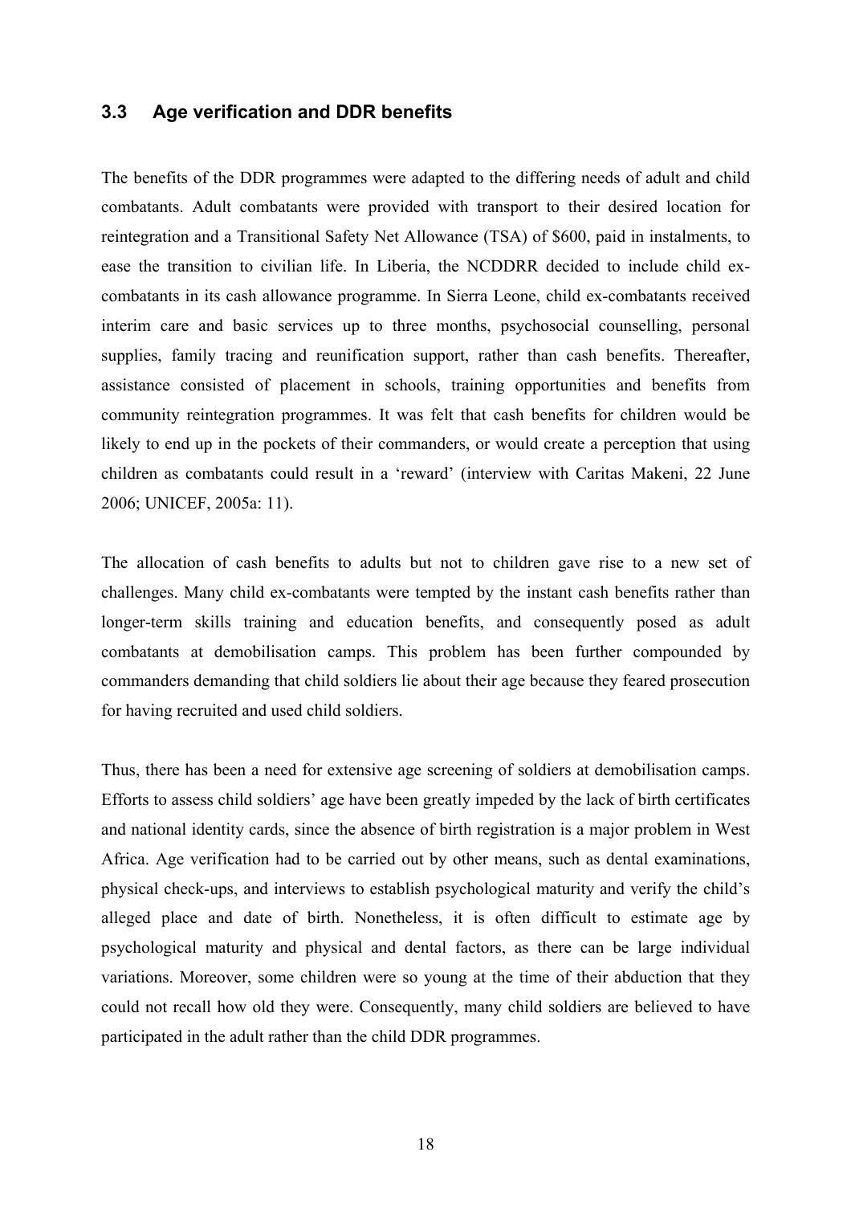### 3.3 Age verification and DDR benefits

The benefits of the DDR programmes were adapted to the differing needs of adult and child combatants. Adult combatants were provided with transport to their desired location for reintegration and a Transitional Safety Net Allowance (TSA) of $600, paid in instalments, to ease the transition to civilian life. In Liberia, the NCDDRR decided to include child ex-combatants in its cash allowance programme. In Sierra Leone, child ex-combatants received interim care and basic services up to three months, psychosocial counselling, personal supplies, family tracing and reunification support, rather than cash benefits. Thereafter, assistance consisted of placement in schools, training opportunities and benefits from community reintegration programmes. It was felt that cash benefits for children would be likely to end up in the pockets of their commanders, or would create a perception that using children as combatants could result in a 'reward' (interview with Caritas Makeni, 22 June 2006; UNICEF, 2005a: 11).

The allocation of cash benefits to adults but not to children gave rise to a new set of challenges. Many child ex-combatants were tempted by the instant cash benefits rather than longer-term skills training and education benefits, and consequently posed as adult combatants at demobilisation camps. This problem has been further compounded by commanders demanding that child soldiers lie about their age because they feared prosecution for having recruited and used child soldiers.

Thus, there has been a need for extensive age screening of soldiers at demobilisation camps. Efforts to assess child soldiers' age have been greatly impeded by the lack of birth certificates and national identity cards, since the absence of birth registration is a major problem in West Africa. Age verification had to be carried out by other means, such as dental examinations, physical check-ups, and interviews to establish psychological maturity and verify the child's alleged place and date of birth. Nonetheless, it is often difficult to estimate age by psychological maturity and physical and dental factors, as there can be large individual variations. Moreover, some children were so young at the time of their abduction that they could not recall how old they were. Consequently, many child soldiers are believed to have participated in the adult rather than the child DDR programmes.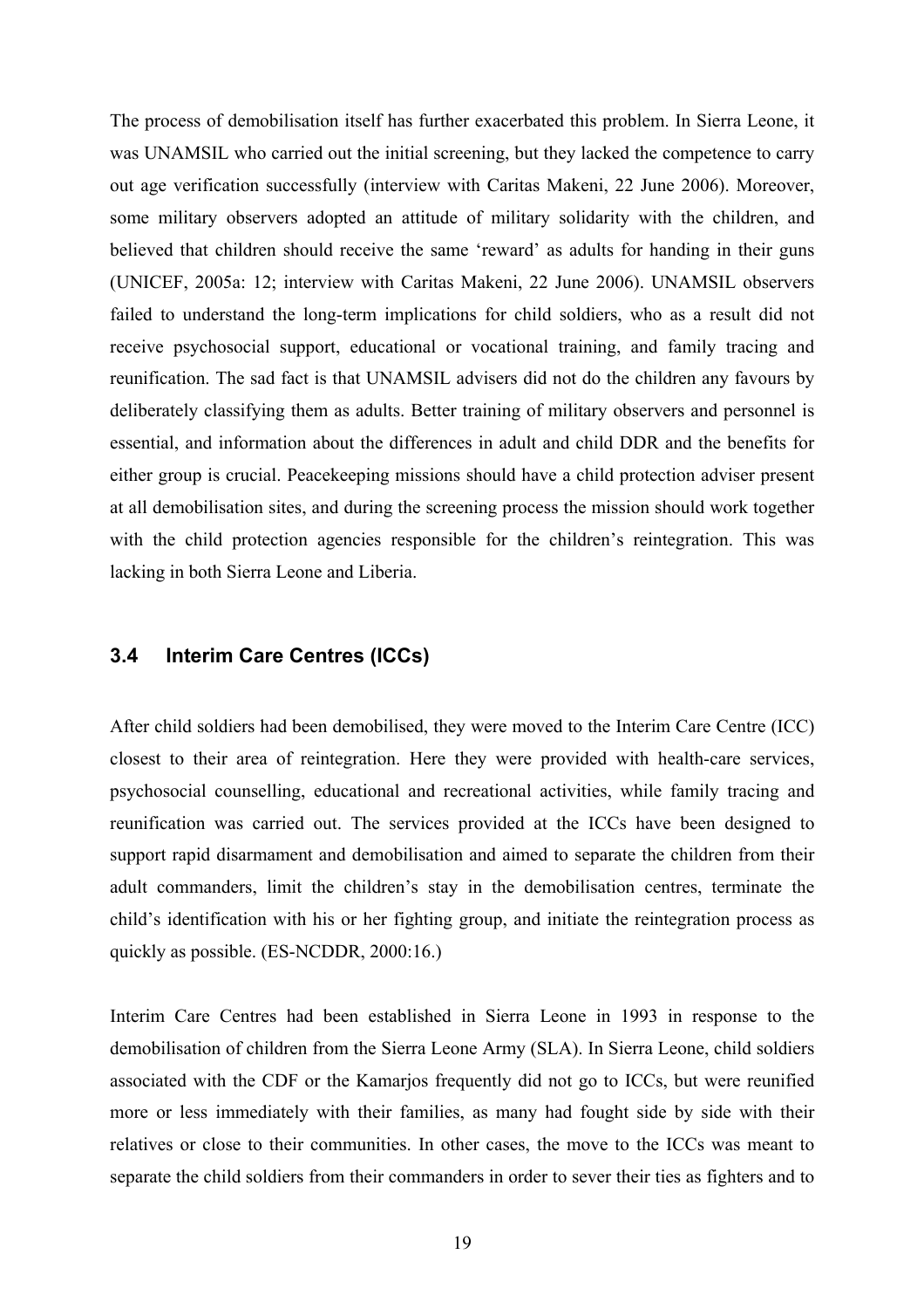The process of demobilisation itself has further exacerbated this problem. In Sierra Leone, it was UNAMSIL who carried out the initial screening, but they lacked the competence to carry out age verification successfully (interview with Caritas Makeni, 22 June 2006). Moreover, some military observers adopted an attitude of military solidarity with the children, and believed that children should receive the same 'reward' as adults for handing in their guns (UNICEF, 2005a: 12; interview with Caritas Makeni, 22 June 2006). UNAMSIL observers failed to understand the long-term implications for child soldiers, who as a result did not receive psychosocial support, educational or vocational training, and family tracing and reunification. The sad fact is that UNAMSIL advisers did not do the children any favours by deliberately classifying them as adults. Better training of military observers and personnel is essential, and information about the differences in adult and child DDR and the benefits for either group is crucial. Peacekeeping missions should have a child protection adviser present at all demobilisation sites, and during the screening process the mission should work together with the child protection agencies responsible for the children's reintegration. This was lacking in both Sierra Leone and Liberia.

### 3.4 Interim Care Centres (ICCs)

After child soldiers had been demobilised, they were moved to the Interim Care Centre (ICC) closest to their area of reintegration. Here they were provided with health-care services, psychosocial counselling, educational and recreational activities, while family tracing and reunification was carried out. The services provided at the ICCs have been designed to support rapid disarmament and demobilisation and aimed to separate the children from their adult commanders, limit the children's stay in the demobilisation centres, terminate the child's identification with his or her fighting group, and initiate the reintegration process as quickly as possible. (ES-NCDDR, 2000:16.)

Interim Care Centres had been established in Sierra Leone in 1993 in response to the demobilisation of children from the Sierra Leone Army (SLA). In Sierra Leone, child soldiers associated with the CDF or the Kamarjos frequently did not go to ICCs, but were reunified more or less immediately with their families, as many had fought side by side with their relatives or close to their communities. In other cases, the move to the ICCs was meant to separate the child soldiers from their commanders in order to sever their ties as fighters and to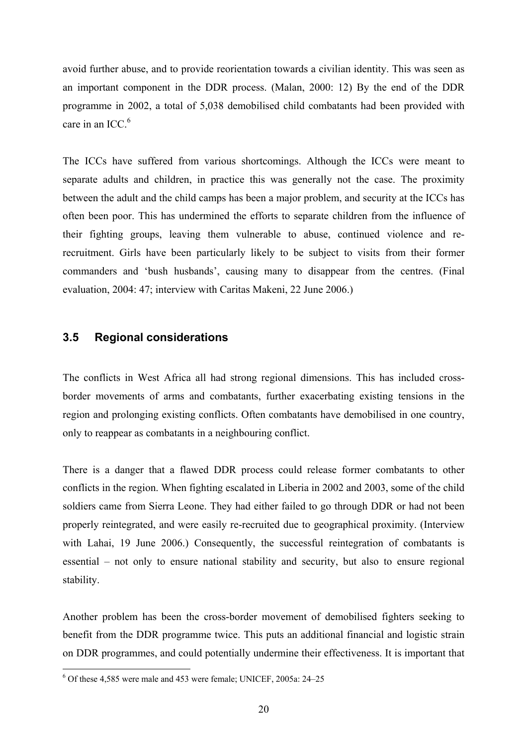avoid further abuse, and to provide reorientation towards a civilian identity. This was seen as an important component in the DDR process. (Malan, 2000: 12) By the end of the DDR programme in 2002, a total of 5,038 demobilised child combatants had been provided with care in an ICC.[6]

The ICCs have suffered from various shortcomings. Although the ICCs were meant to separate adults and children, in practice this was generally not the case. The proximity between the adult and the child camps has been a major problem, and security at the ICCs has often been poor. This has undermined the efforts to separate children from the influence of their fighting groups, leaving them vulnerable to abuse, continued violence and re-recruitment. Girls have been particularly likely to be subject to visits from their former commanders and 'bush husbands', causing many to disappear from the centres. (Final evaluation, 2004: 47; interview with Caritas Makeni, 22 June 2006.)

### 3.5 Regional considerations

The conflicts in West Africa all had strong regional dimensions. This has included cross-border movements of arms and combatants, further exacerbating existing tensions in the region and prolonging existing conflicts. Often combatants have demobilised in one country, only to reappear as combatants in a neighbouring conflict.

There is a danger that a flawed DDR process could release former combatants to other conflicts in the region. When fighting escalated in Liberia in 2002 and 2003, some of the child soldiers came from Sierra Leone. They had either failed to go through DDR or had not been properly reintegrated, and were easily re-recruited due to geographical proximity. (Interview with Lahai, 19 June 2006.) Consequently, the successful reintegration of combatants is essential – not only to ensure national stability and security, but also to ensure regional stability.

Another problem has been the cross-border movement of demobilised fighters seeking to benefit from the DDR programme twice. This puts an additional financial and logistic strain on DDR programmes, and could potentially undermine their effectiveness. It is important that

[6] Of these 4,585 were male and 453 were female; UNICEF, 2005a: 24–25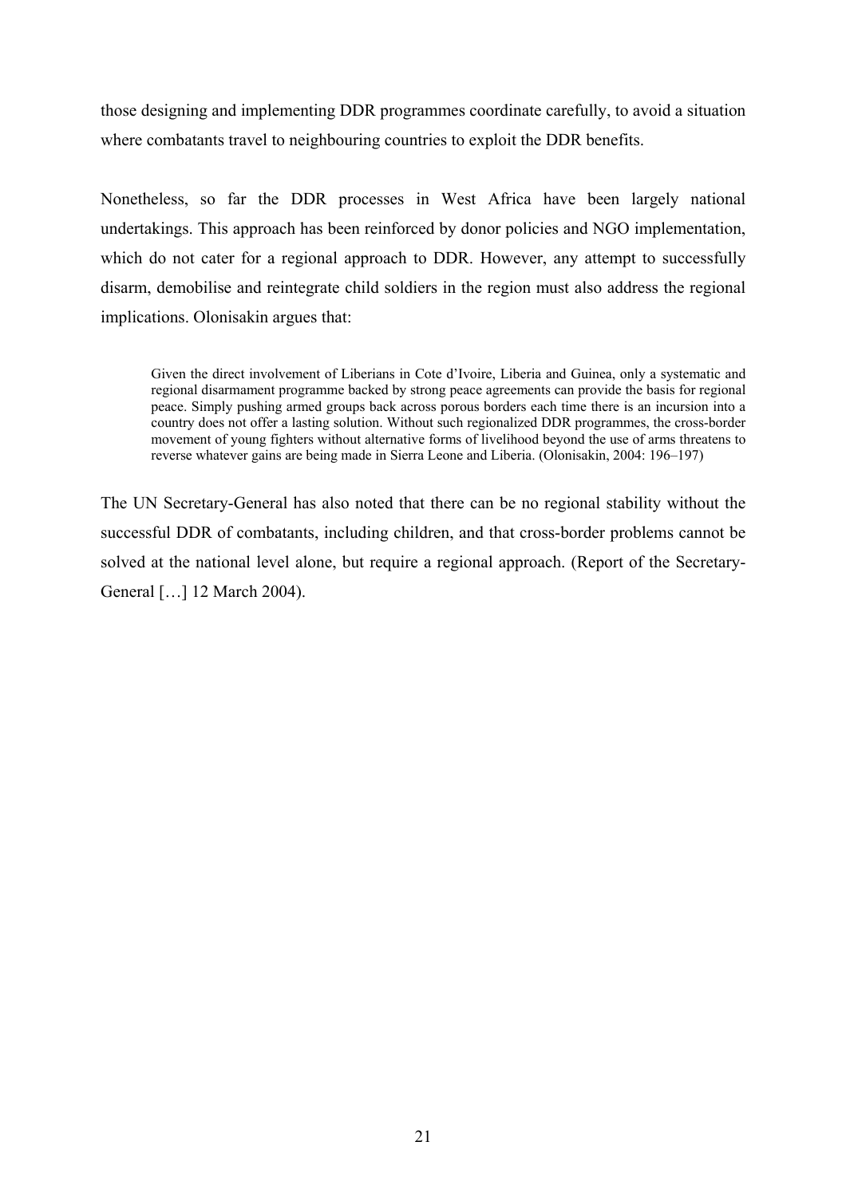those designing and implementing DDR programmes coordinate carefully, to avoid a situation where combatants travel to neighbouring countries to exploit the DDR benefits.

Nonetheless, so far the DDR processes in West Africa have been largely national undertakings. This approach has been reinforced by donor policies and NGO implementation, which do not cater for a regional approach to DDR. However, any attempt to successfully disarm, demobilise and reintegrate child soldiers in the region must also address the regional implications. Olonisakin argues that:

> Given the direct involvement of Liberians in Cote d'Ivoire, Liberia and Guinea, only a systematic and regional disarmament programme backed by strong peace agreements can provide the basis for regional peace. Simply pushing armed groups back across porous borders each time there is an incursion into a country does not offer a lasting solution. Without such regionalized DDR programmes, the cross-border movement of young fighters without alternative forms of livelihood beyond the use of arms threatens to reverse whatever gains are being made in Sierra Leone and Liberia. (Olonisakin, 2004: 196–197)

The UN Secretary-General has also noted that there can be no regional stability without the successful DDR of combatants, including children, and that cross-border problems cannot be solved at the national level alone, but require a regional approach. (Report of the Secretary-General […] 12 March 2004).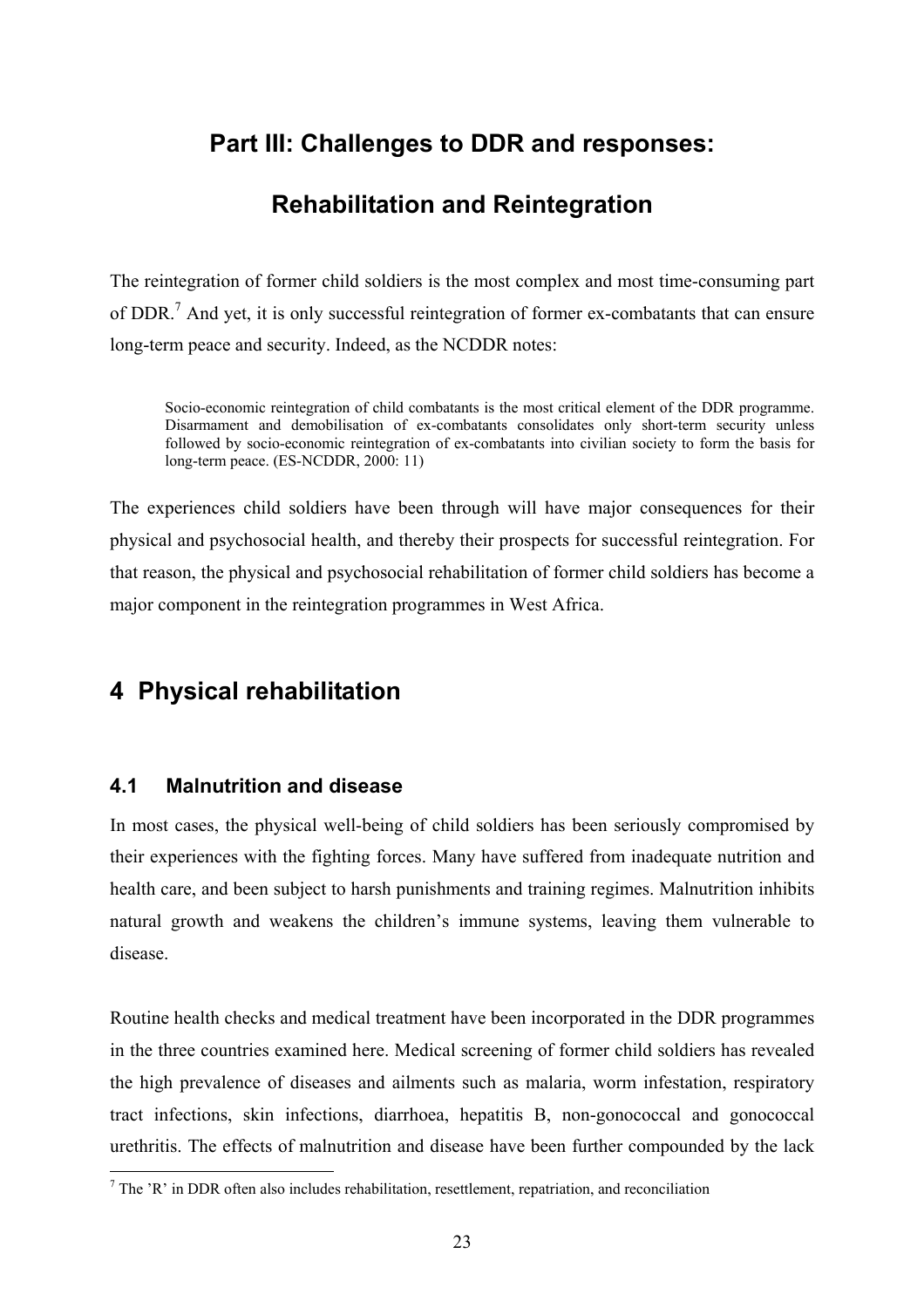# Part III: Challenges to DDR and responses:

# Rehabilitation and Reintegration

The reintegration of former child soldiers is the most complex and most time-consuming part of DDR.[7] And yet, it is only successful reintegration of former ex-combatants that can ensure long-term peace and security. Indeed, as the NCDDR notes:

> Socio-economic reintegration of child combatants is the most critical element of the DDR programme. Disarmament and demobilisation of ex-combatants consolidates only short-term security unless followed by socio-economic reintegration of ex-combatants into civilian society to form the basis for long-term peace. (ES-NCDDR, 2000: 11)

The experiences child soldiers have been through will have major consequences for their physical and psychosocial health, and thereby their prospects for successful reintegration. For that reason, the physical and psychosocial rehabilitation of former child soldiers has become a major component in the reintegration programmes in West Africa.

## 4 Physical rehabilitation

### 4.1 Malnutrition and disease

In most cases, the physical well-being of child soldiers has been seriously compromised by their experiences with the fighting forces. Many have suffered from inadequate nutrition and health care, and been subject to harsh punishments and training regimes. Malnutrition inhibits natural growth and weakens the children's immune systems, leaving them vulnerable to disease.

Routine health checks and medical treatment have been incorporated in the DDR programmes in the three countries examined here. Medical screening of former child soldiers has revealed the high prevalence of diseases and ailments such as malaria, worm infestation, respiratory tract infections, skin infections, diarrhoea, hepatitis B, non-gonococcal and gonococcal urethritis. The effects of malnutrition and disease have been further compounded by the lack

[7] The 'R' in DDR often also includes rehabilitation, resettlement, repatriation, and reconciliation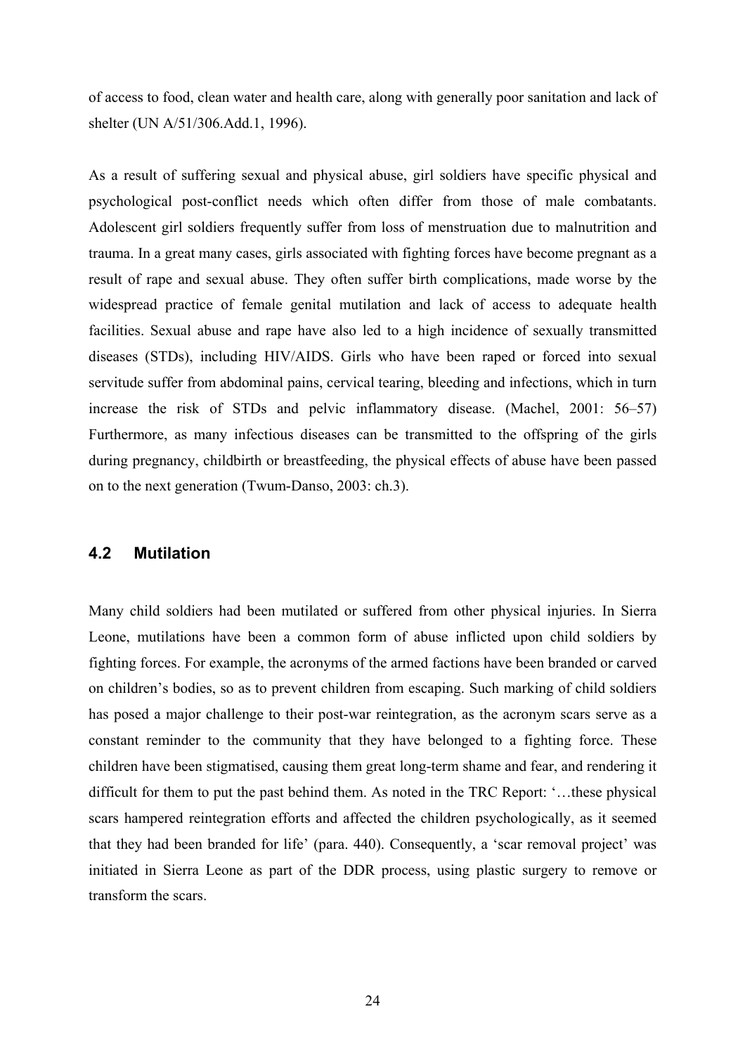of access to food, clean water and health care, along with generally poor sanitation and lack of shelter (UN A/51/306.Add.1, 1996).

As a result of suffering sexual and physical abuse, girl soldiers have specific physical and psychological post-conflict needs which often differ from those of male combatants. Adolescent girl soldiers frequently suffer from loss of menstruation due to malnutrition and trauma. In a great many cases, girls associated with fighting forces have become pregnant as a result of rape and sexual abuse. They often suffer birth complications, made worse by the widespread practice of female genital mutilation and lack of access to adequate health facilities. Sexual abuse and rape have also led to a high incidence of sexually transmitted diseases (STDs), including HIV/AIDS. Girls who have been raped or forced into sexual servitude suffer from abdominal pains, cervical tearing, bleeding and infections, which in turn increase the risk of STDs and pelvic inflammatory disease. (Machel, 2001: 56–57) Furthermore, as many infectious diseases can be transmitted to the offspring of the girls during pregnancy, childbirth or breastfeeding, the physical effects of abuse have been passed on to the next generation (Twum-Danso, 2003: ch.3).

### 4.2 Mutilation

Many child soldiers had been mutilated or suffered from other physical injuries. In Sierra Leone, mutilations have been a common form of abuse inflicted upon child soldiers by fighting forces. For example, the acronyms of the armed factions have been branded or carved on children's bodies, so as to prevent children from escaping. Such marking of child soldiers has posed a major challenge to their post-war reintegration, as the acronym scars serve as a constant reminder to the community that they have belonged to a fighting force. These children have been stigmatised, causing them great long-term shame and fear, and rendering it difficult for them to put the past behind them. As noted in the TRC Report: '…these physical scars hampered reintegration efforts and affected the children psychologically, as it seemed that they had been branded for life' (para. 440). Consequently, a 'scar removal project' was initiated in Sierra Leone as part of the DDR process, using plastic surgery to remove or transform the scars.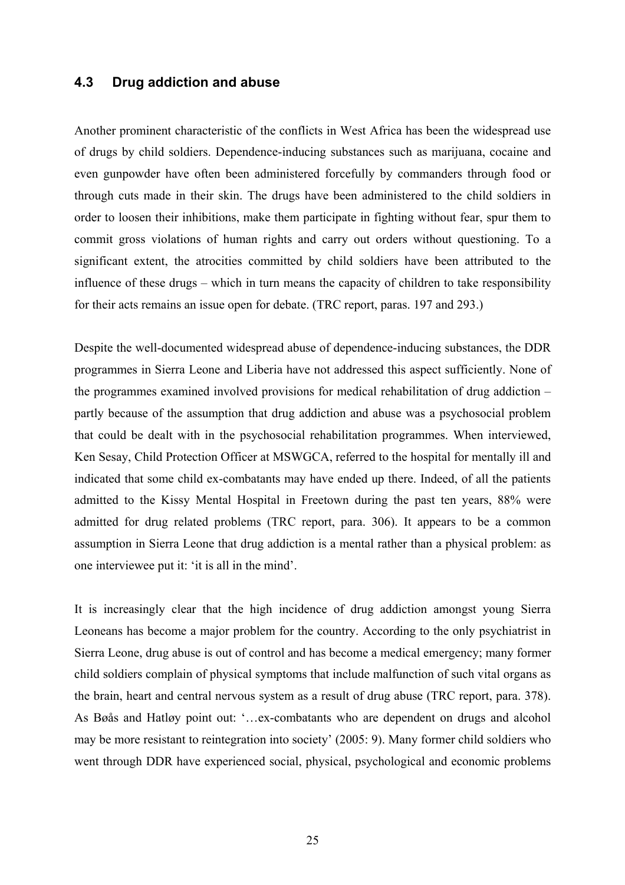## 4.3 Drug addiction and abuse

Another prominent characteristic of the conflicts in West Africa has been the widespread use of drugs by child soldiers. Dependence-inducing substances such as marijuana, cocaine and even gunpowder have often been administered forcefully by commanders through food or through cuts made in their skin. The drugs have been administered to the child soldiers in order to loosen their inhibitions, make them participate in fighting without fear, spur them to commit gross violations of human rights and carry out orders without questioning. To a significant extent, the atrocities committed by child soldiers have been attributed to the influence of these drugs – which in turn means the capacity of children to take responsibility for their acts remains an issue open for debate. (TRC report, paras. 197 and 293.)

Despite the well-documented widespread abuse of dependence-inducing substances, the DDR programmes in Sierra Leone and Liberia have not addressed this aspect sufficiently. None of the programmes examined involved provisions for medical rehabilitation of drug addiction – partly because of the assumption that drug addiction and abuse was a psychosocial problem that could be dealt with in the psychosocial rehabilitation programmes. When interviewed, Ken Sesay, Child Protection Officer at MSWGCA, referred to the hospital for mentally ill and indicated that some child ex-combatants may have ended up there. Indeed, of all the patients admitted to the Kissy Mental Hospital in Freetown during the past ten years, 88% were admitted for drug related problems (TRC report, para. 306). It appears to be a common assumption in Sierra Leone that drug addiction is a mental rather than a physical problem: as one interviewee put it: 'it is all in the mind'.

It is increasingly clear that the high incidence of drug addiction amongst young Sierra Leoneans has become a major problem for the country. According to the only psychiatrist in Sierra Leone, drug abuse is out of control and has become a medical emergency; many former child soldiers complain of physical symptoms that include malfunction of such vital organs as the brain, heart and central nervous system as a result of drug abuse (TRC report, para. 378). As Bøås and Hatløy point out: '…ex-combatants who are dependent on drugs and alcohol may be more resistant to reintegration into society' (2005: 9). Many former child soldiers who went through DDR have experienced social, physical, psychological and economic problems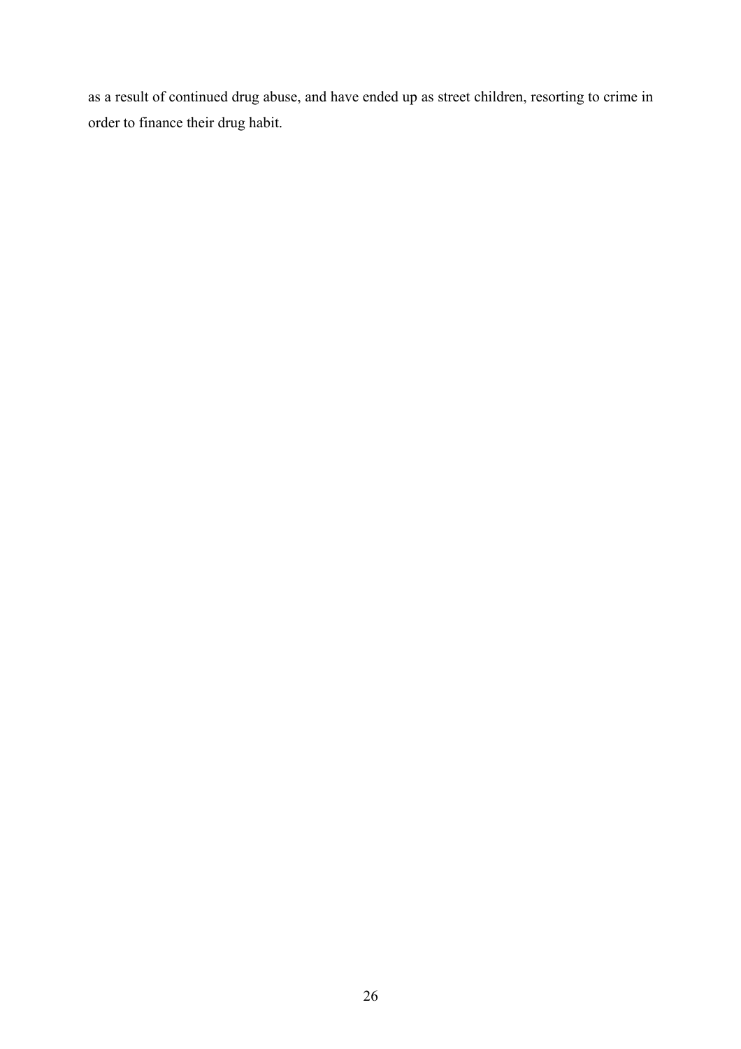as a result of continued drug abuse, and have ended up as street children, resorting to crime in order to finance their drug habit.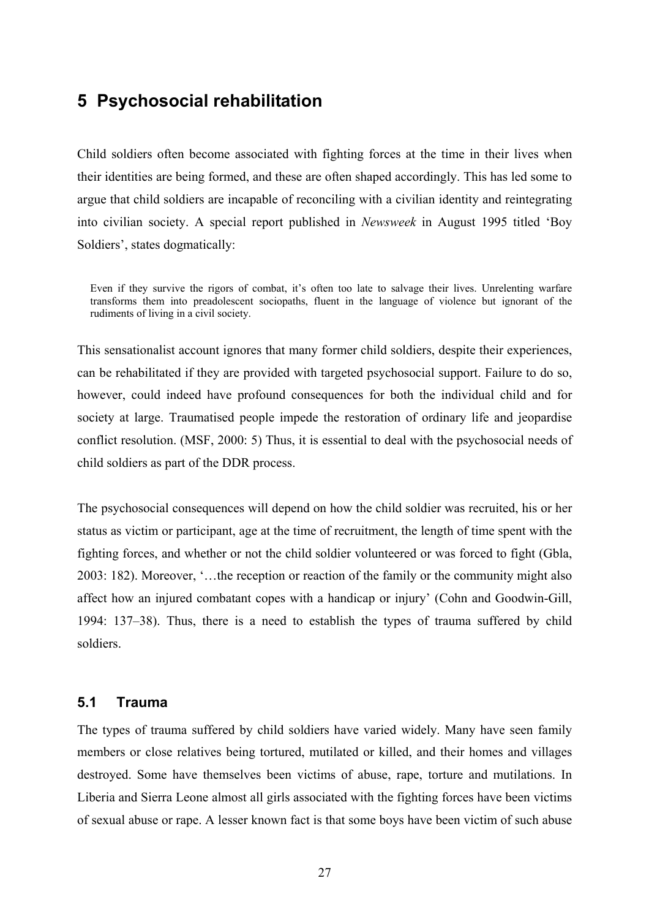# 5 Psychosocial rehabilitation

Child soldiers often become associated with fighting forces at the time in their lives when their identities are being formed, and these are often shaped accordingly. This has led some to argue that child soldiers are incapable of reconciling with a civilian identity and reintegrating into civilian society. A special report published in *Newsweek* in August 1995 titled 'Boy Soldiers', states dogmatically:

> Even if they survive the rigors of combat, it's often too late to salvage their lives. Unrelenting warfare transforms them into preadolescent sociopaths, fluent in the language of violence but ignorant of the rudiments of living in a civil society.

This sensationalist account ignores that many former child soldiers, despite their experiences, can be rehabilitated if they are provided with targeted psychosocial support. Failure to do so, however, could indeed have profound consequences for both the individual child and for society at large. Traumatised people impede the restoration of ordinary life and jeopardise conflict resolution. (MSF, 2000: 5) Thus, it is essential to deal with the psychosocial needs of child soldiers as part of the DDR process.

The psychosocial consequences will depend on how the child soldier was recruited, his or her status as victim or participant, age at the time of recruitment, the length of time spent with the fighting forces, and whether or not the child soldier volunteered or was forced to fight (Gbla, 2003: 182). Moreover, '…the reception or reaction of the family or the community might also affect how an injured combatant copes with a handicap or injury' (Cohn and Goodwin-Gill, 1994: 137–38). Thus, there is a need to establish the types of trauma suffered by child soldiers.

## 5.1 Trauma

The types of trauma suffered by child soldiers have varied widely. Many have seen family members or close relatives being tortured, mutilated or killed, and their homes and villages destroyed. Some have themselves been victims of abuse, rape, torture and mutilations. In Liberia and Sierra Leone almost all girls associated with the fighting forces have been victims of sexual abuse or rape. A lesser known fact is that some boys have been victim of such abuse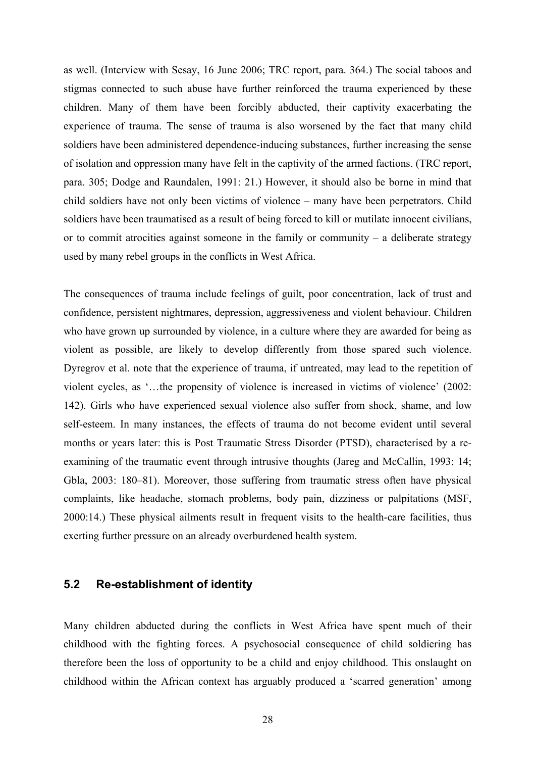as well. (Interview with Sesay, 16 June 2006; TRC report, para. 364.) The social taboos and stigmas connected to such abuse have further reinforced the trauma experienced by these children. Many of them have been forcibly abducted, their captivity exacerbating the experience of trauma. The sense of trauma is also worsened by the fact that many child soldiers have been administered dependence-inducing substances, further increasing the sense of isolation and oppression many have felt in the captivity of the armed factions. (TRC report, para. 305; Dodge and Raundalen, 1991: 21.) However, it should also be borne in mind that child soldiers have not only been victims of violence – many have been perpetrators. Child soldiers have been traumatised as a result of being forced to kill or mutilate innocent civilians, or to commit atrocities against someone in the family or community – a deliberate strategy used by many rebel groups in the conflicts in West Africa.

The consequences of trauma include feelings of guilt, poor concentration, lack of trust and confidence, persistent nightmares, depression, aggressiveness and violent behaviour. Children who have grown up surrounded by violence, in a culture where they are awarded for being as violent as possible, are likely to develop differently from those spared such violence. Dyregrov et al. note that the experience of trauma, if untreated, may lead to the repetition of violent cycles, as '…the propensity of violence is increased in victims of violence' (2002: 142). Girls who have experienced sexual violence also suffer from shock, shame, and low self-esteem. In many instances, the effects of trauma do not become evident until several months or years later: this is Post Traumatic Stress Disorder (PTSD), characterised by a re-examining of the traumatic event through intrusive thoughts (Jareg and McCallin, 1993: 14; Gbla, 2003: 180–81). Moreover, those suffering from traumatic stress often have physical complaints, like headache, stomach problems, body pain, dizziness or palpitations (MSF, 2000:14.) These physical ailments result in frequent visits to the health-care facilities, thus exerting further pressure on an already overburdened health system.

## 5.2 Re-establishment of identity

Many children abducted during the conflicts in West Africa have spent much of their childhood with the fighting forces. A psychosocial consequence of child soldiering has therefore been the loss of opportunity to be a child and enjoy childhood. This onslaught on childhood within the African context has arguably produced a 'scarred generation' among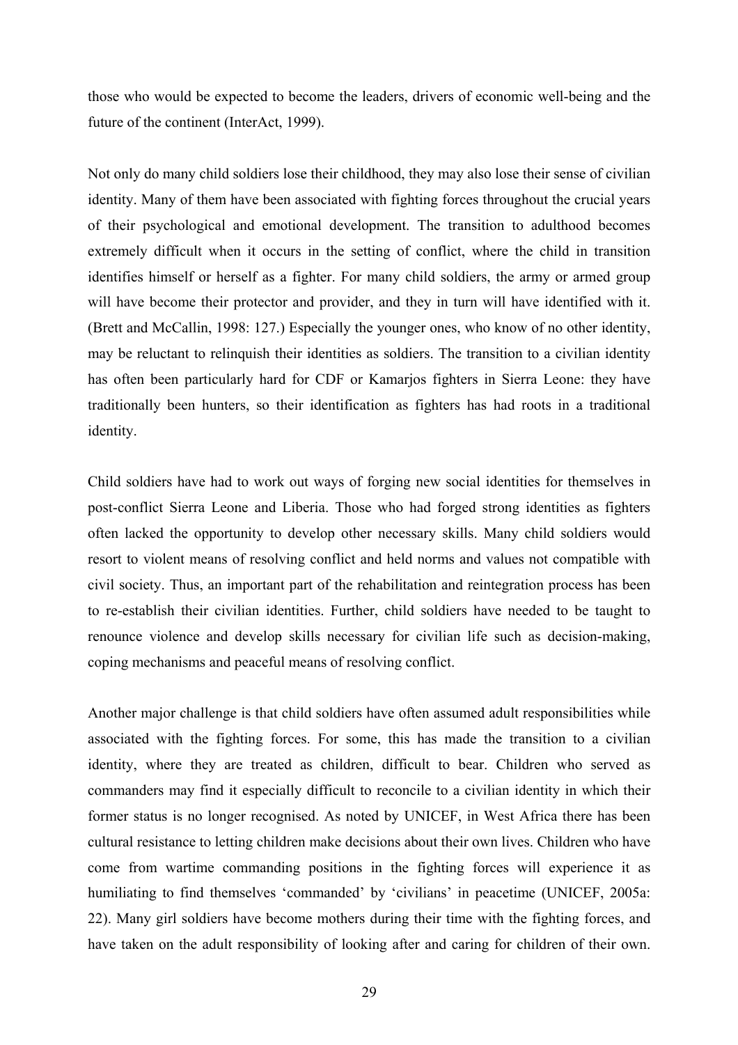those who would be expected to become the leaders, drivers of economic well-being and the future of the continent (InterAct, 1999).

Not only do many child soldiers lose their childhood, they may also lose their sense of civilian identity. Many of them have been associated with fighting forces throughout the crucial years of their psychological and emotional development. The transition to adulthood becomes extremely difficult when it occurs in the setting of conflict, where the child in transition identifies himself or herself as a fighter. For many child soldiers, the army or armed group will have become their protector and provider, and they in turn will have identified with it. (Brett and McCallin, 1998: 127.) Especially the younger ones, who know of no other identity, may be reluctant to relinquish their identities as soldiers. The transition to a civilian identity has often been particularly hard for CDF or Kamarjos fighters in Sierra Leone: they have traditionally been hunters, so their identification as fighters has had roots in a traditional identity.

Child soldiers have had to work out ways of forging new social identities for themselves in post-conflict Sierra Leone and Liberia. Those who had forged strong identities as fighters often lacked the opportunity to develop other necessary skills. Many child soldiers would resort to violent means of resolving conflict and held norms and values not compatible with civil society. Thus, an important part of the rehabilitation and reintegration process has been to re-establish their civilian identities. Further, child soldiers have needed to be taught to renounce violence and develop skills necessary for civilian life such as decision-making, coping mechanisms and peaceful means of resolving conflict.

Another major challenge is that child soldiers have often assumed adult responsibilities while associated with the fighting forces. For some, this has made the transition to a civilian identity, where they are treated as children, difficult to bear. Children who served as commanders may find it especially difficult to reconcile to a civilian identity in which their former status is no longer recognised. As noted by UNICEF, in West Africa there has been cultural resistance to letting children make decisions about their own lives. Children who have come from wartime commanding positions in the fighting forces will experience it as humiliating to find themselves 'commanded' by 'civilians' in peacetime (UNICEF, 2005a: 22). Many girl soldiers have become mothers during their time with the fighting forces, and have taken on the adult responsibility of looking after and caring for children of their own.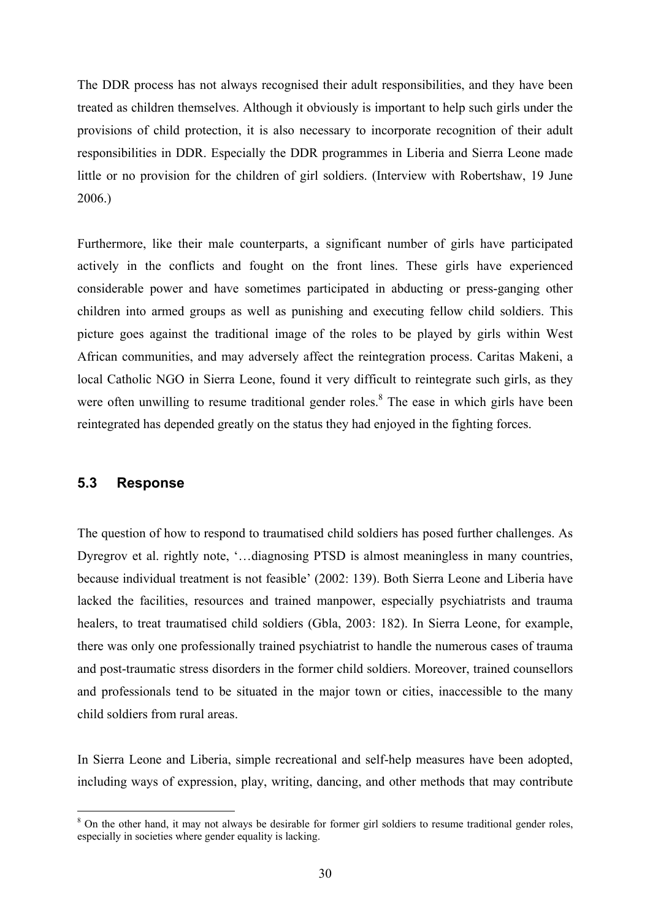The DDR process has not always recognised their adult responsibilities, and they have been treated as children themselves. Although it obviously is important to help such girls under the provisions of child protection, it is also necessary to incorporate recognition of their adult responsibilities in DDR. Especially the DDR programmes in Liberia and Sierra Leone made little or no provision for the children of girl soldiers. (Interview with Robertshaw, 19 June 2006.)

Furthermore, like their male counterparts, a significant number of girls have participated actively in the conflicts and fought on the front lines. These girls have experienced considerable power and have sometimes participated in abducting or press-ganging other children into armed groups as well as punishing and executing fellow child soldiers. This picture goes against the traditional image of the roles to be played by girls within West African communities, and may adversely affect the reintegration process. Caritas Makeni, a local Catholic NGO in Sierra Leone, found it very difficult to reintegrate such girls, as they were often unwilling to resume traditional gender roles.[8] The ease in which girls have been reintegrated has depended greatly on the status they had enjoyed in the fighting forces.

### 5.3 Response

The question of how to respond to traumatised child soldiers has posed further challenges. As Dyregrov et al. rightly note, '…diagnosing PTSD is almost meaningless in many countries, because individual treatment is not feasible' (2002: 139). Both Sierra Leone and Liberia have lacked the facilities, resources and trained manpower, especially psychiatrists and trauma healers, to treat traumatised child soldiers (Gbla, 2003: 182). In Sierra Leone, for example, there was only one professionally trained psychiatrist to handle the numerous cases of trauma and post-traumatic stress disorders in the former child soldiers. Moreover, trained counsellors and professionals tend to be situated in the major town or cities, inaccessible to the many child soldiers from rural areas.

In Sierra Leone and Liberia, simple recreational and self-help measures have been adopted, including ways of expression, play, writing, dancing, and other methods that may contribute

---

[8] On the other hand, it may not always be desirable for former girl soldiers to resume traditional gender roles, especially in societies where gender equality is lacking.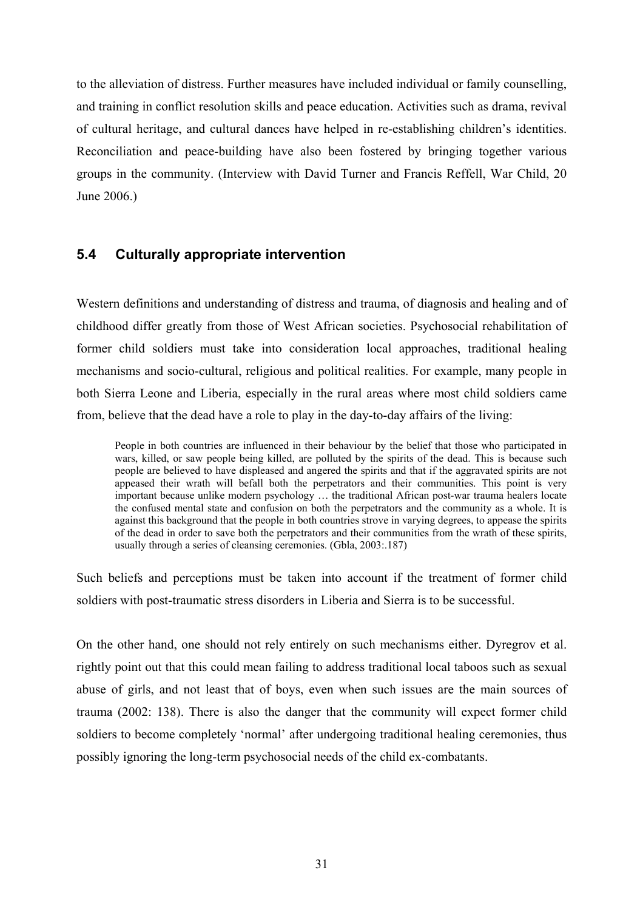to the alleviation of distress. Further measures have included individual or family counselling, and training in conflict resolution skills and peace education. Activities such as drama, revival of cultural heritage, and cultural dances have helped in re-establishing children's identities. Reconciliation and peace-building have also been fostered by bringing together various groups in the community. (Interview with David Turner and Francis Reffell, War Child, 20 June 2006.)

## 5.4 Culturally appropriate intervention

Western definitions and understanding of distress and trauma, of diagnosis and healing and of childhood differ greatly from those of West African societies. Psychosocial rehabilitation of former child soldiers must take into consideration local approaches, traditional healing mechanisms and socio-cultural, religious and political realities. For example, many people in both Sierra Leone and Liberia, especially in the rural areas where most child soldiers came from, believe that the dead have a role to play in the day-to-day affairs of the living:

> People in both countries are influenced in their behaviour by the belief that those who participated in wars, killed, or saw people being killed, are polluted by the spirits of the dead. This is because such people are believed to have displeased and angered the spirits and that if the aggravated spirits are not appeased their wrath will befall both the perpetrators and their communities. This point is very important because unlike modern psychology … the traditional African post-war trauma healers locate the confused mental state and confusion on both the perpetrators and the community as a whole. It is against this background that the people in both countries strove in varying degrees, to appease the spirits of the dead in order to save both the perpetrators and their communities from the wrath of these spirits, usually through a series of cleansing ceremonies. (Gbla, 2003:.187)

Such beliefs and perceptions must be taken into account if the treatment of former child soldiers with post-traumatic stress disorders in Liberia and Sierra is to be successful.

On the other hand, one should not rely entirely on such mechanisms either. Dyregrov et al. rightly point out that this could mean failing to address traditional local taboos such as sexual abuse of girls, and not least that of boys, even when such issues are the main sources of trauma (2002: 138). There is also the danger that the community will expect former child soldiers to become completely 'normal' after undergoing traditional healing ceremonies, thus possibly ignoring the long-term psychosocial needs of the child ex-combatants.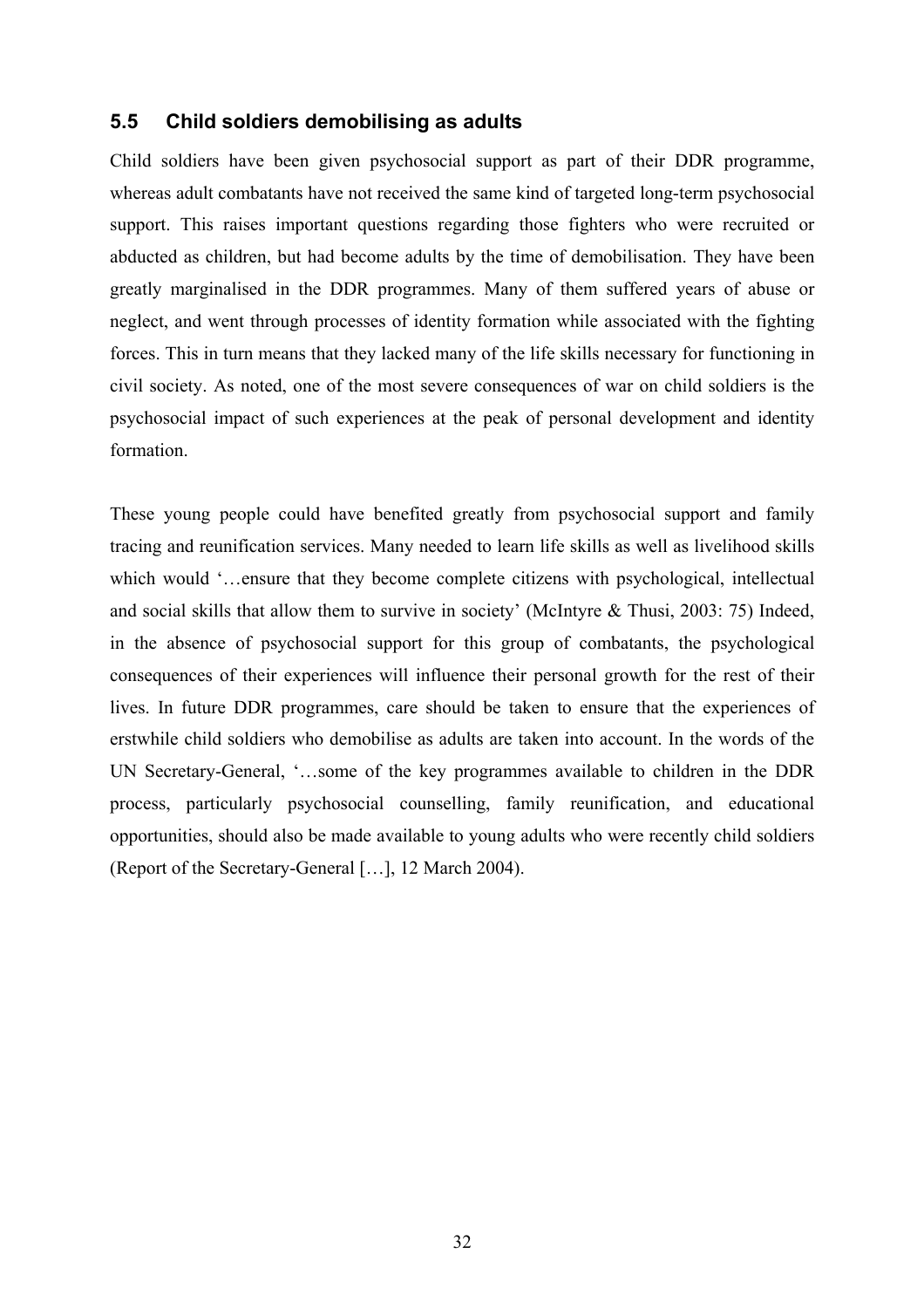## 5.5 Child soldiers demobilising as adults

Child soldiers have been given psychosocial support as part of their DDR programme, whereas adult combatants have not received the same kind of targeted long-term psychosocial support. This raises important questions regarding those fighters who were recruited or abducted as children, but had become adults by the time of demobilisation. They have been greatly marginalised in the DDR programmes. Many of them suffered years of abuse or neglect, and went through processes of identity formation while associated with the fighting forces. This in turn means that they lacked many of the life skills necessary for functioning in civil society. As noted, one of the most severe consequences of war on child soldiers is the psychosocial impact of such experiences at the peak of personal development and identity formation.

These young people could have benefited greatly from psychosocial support and family tracing and reunification services. Many needed to learn life skills as well as livelihood skills which would '…ensure that they become complete citizens with psychological, intellectual and social skills that allow them to survive in society' (McIntyre & Thusi, 2003: 75) Indeed, in the absence of psychosocial support for this group of combatants, the psychological consequences of their experiences will influence their personal growth for the rest of their lives. In future DDR programmes, care should be taken to ensure that the experiences of erstwhile child soldiers who demobilise as adults are taken into account. In the words of the UN Secretary-General, '…some of the key programmes available to children in the DDR process, particularly psychosocial counselling, family reunification, and educational opportunities, should also be made available to young adults who were recently child soldiers (Report of the Secretary-General […], 12 March 2004).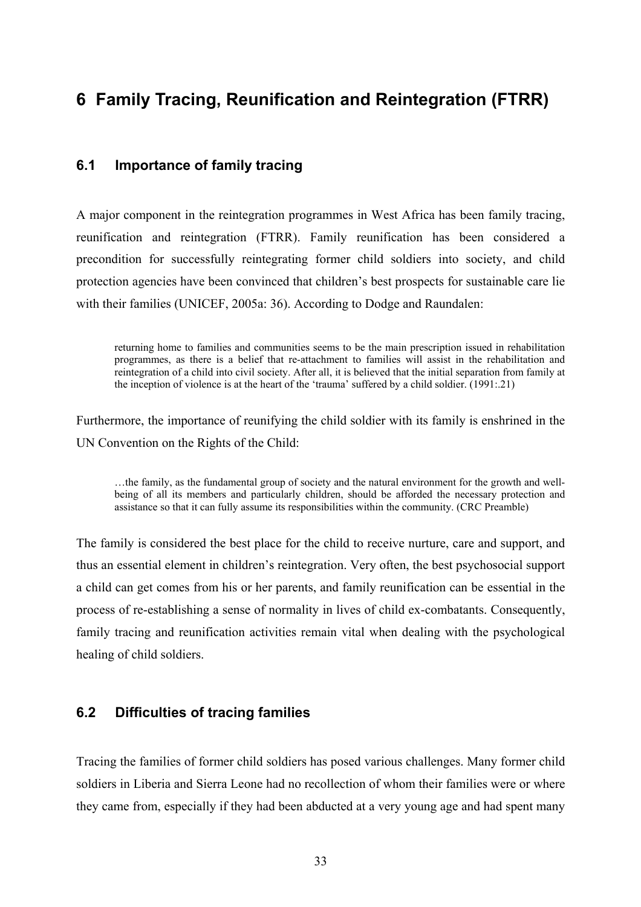# 6 Family Tracing, Reunification and Reintegration (FTRR)

## 6.1 Importance of family tracing

A major component in the reintegration programmes in West Africa has been family tracing, reunification and reintegration (FTRR). Family reunification has been considered a precondition for successfully reintegrating former child soldiers into society, and child protection agencies have been convinced that children's best prospects for sustainable care lie with their families (UNICEF, 2005a: 36). According to Dodge and Raundalen:

> returning home to families and communities seems to be the main prescription issued in rehabilitation programmes, as there is a belief that re-attachment to families will assist in the rehabilitation and reintegration of a child into civil society. After all, it is believed that the initial separation from family at the inception of violence is at the heart of the 'trauma' suffered by a child soldier. (1991:.21)

Furthermore, the importance of reunifying the child soldier with its family is enshrined in the UN Convention on the Rights of the Child:

> …the family, as the fundamental group of society and the natural environment for the growth and well-being of all its members and particularly children, should be afforded the necessary protection and assistance so that it can fully assume its responsibilities within the community. (CRC Preamble)

The family is considered the best place for the child to receive nurture, care and support, and thus an essential element in children's reintegration. Very often, the best psychosocial support a child can get comes from his or her parents, and family reunification can be essential in the process of re-establishing a sense of normality in lives of child ex-combatants. Consequently, family tracing and reunification activities remain vital when dealing with the psychological healing of child soldiers.

## 6.2 Difficulties of tracing families

Tracing the families of former child soldiers has posed various challenges. Many former child soldiers in Liberia and Sierra Leone had no recollection of whom their families were or where they came from, especially if they had been abducted at a very young age and had spent many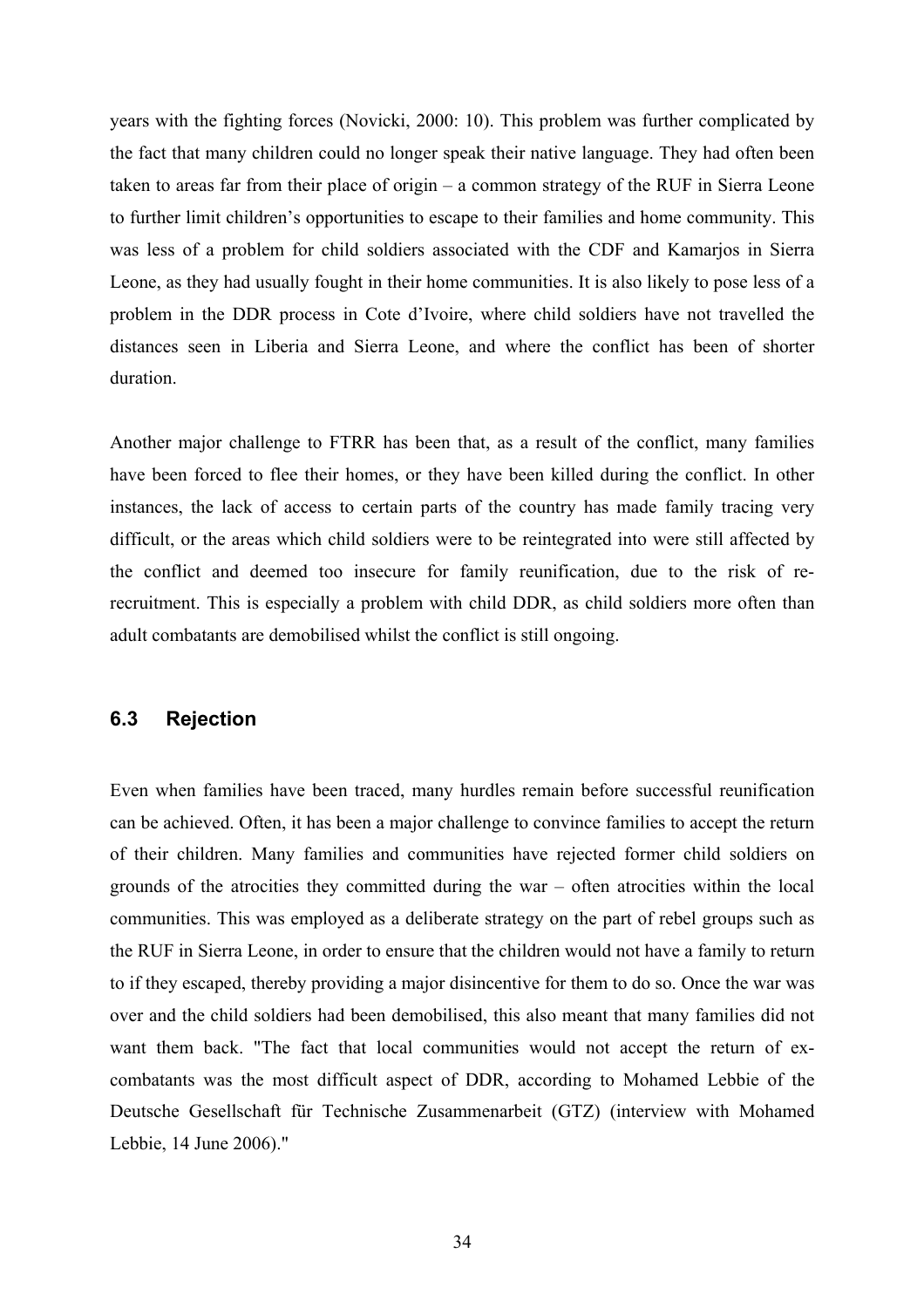years with the fighting forces (Novicki, 2000: 10). This problem was further complicated by the fact that many children could no longer speak their native language. They had often been taken to areas far from their place of origin – a common strategy of the RUF in Sierra Leone to further limit children's opportunities to escape to their families and home community. This was less of a problem for child soldiers associated with the CDF and Kamarjos in Sierra Leone, as they had usually fought in their home communities. It is also likely to pose less of a problem in the DDR process in Cote d'Ivoire, where child soldiers have not travelled the distances seen in Liberia and Sierra Leone, and where the conflict has been of shorter duration.

Another major challenge to FTRR has been that, as a result of the conflict, many families have been forced to flee their homes, or they have been killed during the conflict. In other instances, the lack of access to certain parts of the country has made family tracing very difficult, or the areas which child soldiers were to be reintegrated into were still affected by the conflict and deemed too insecure for family reunification, due to the risk of re-recruitment. This is especially a problem with child DDR, as child soldiers more often than adult combatants are demobilised whilst the conflict is still ongoing.

## 6.3 Rejection

Even when families have been traced, many hurdles remain before successful reunification can be achieved. Often, it has been a major challenge to convince families to accept the return of their children. Many families and communities have rejected former child soldiers on grounds of the atrocities they committed during the war – often atrocities within the local communities. This was employed as a deliberate strategy on the part of rebel groups such as the RUF in Sierra Leone, in order to ensure that the children would not have a family to return to if they escaped, thereby providing a major disincentive for them to do so. Once the war was over and the child soldiers had been demobilised, this also meant that many families did not want them back. "The fact that local communities would not accept the return of ex-combatants was the most difficult aspect of DDR, according to Mohamed Lebbie of the Deutsche Gesellschaft für Technische Zusammenarbeit (GTZ) (interview with Mohamed Lebbie, 14 June 2006)."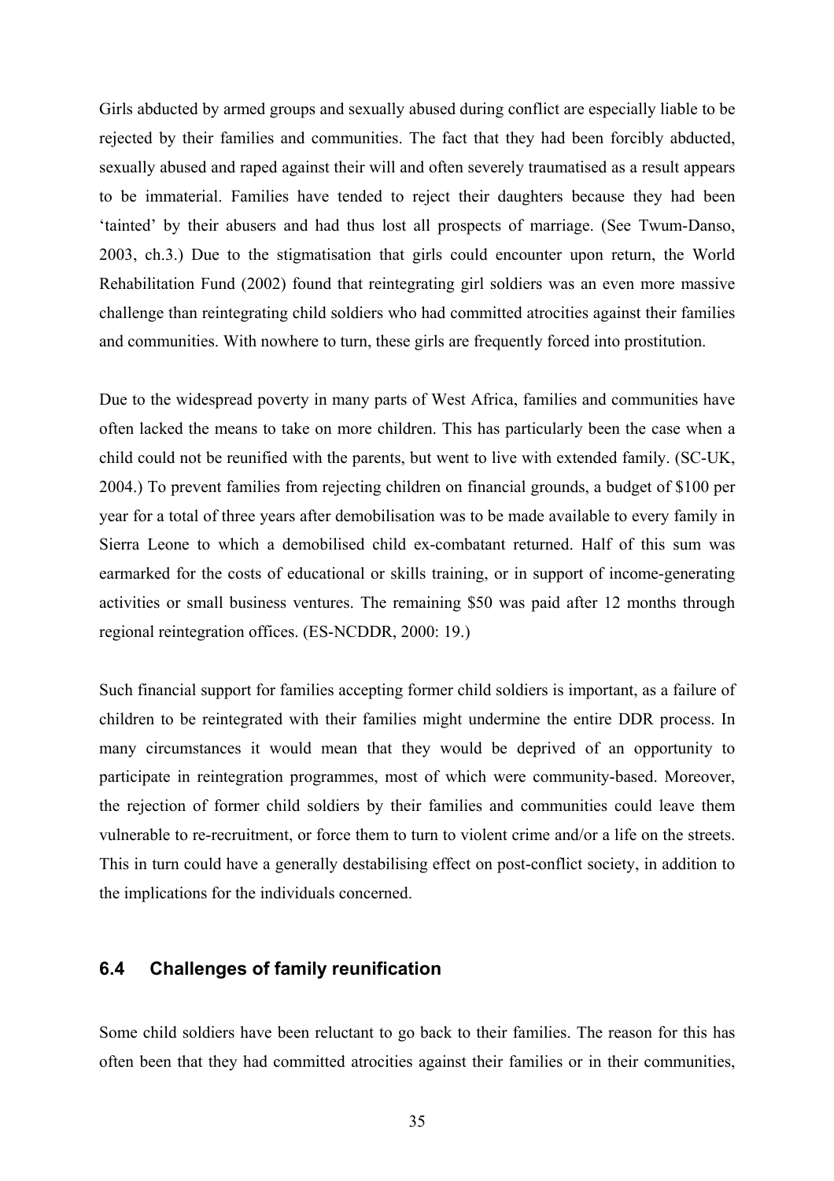Girls abducted by armed groups and sexually abused during conflict are especially liable to be rejected by their families and communities. The fact that they had been forcibly abducted, sexually abused and raped against their will and often severely traumatised as a result appears to be immaterial. Families have tended to reject their daughters because they had been 'tainted' by their abusers and had thus lost all prospects of marriage. (See Twum-Danso, 2003, ch.3.) Due to the stigmatisation that girls could encounter upon return, the World Rehabilitation Fund (2002) found that reintegrating girl soldiers was an even more massive challenge than reintegrating child soldiers who had committed atrocities against their families and communities. With nowhere to turn, these girls are frequently forced into prostitution.

Due to the widespread poverty in many parts of West Africa, families and communities have often lacked the means to take on more children. This has particularly been the case when a child could not be reunified with the parents, but went to live with extended family. (SC-UK, 2004.) To prevent families from rejecting children on financial grounds, a budget of \$100 per year for a total of three years after demobilisation was to be made available to every family in Sierra Leone to which a demobilised child ex-combatant returned. Half of this sum was earmarked for the costs of educational or skills training, or in support of income-generating activities or small business ventures. The remaining \$50 was paid after 12 months through regional reintegration offices. (ES-NCDDR, 2000: 19.)

Such financial support for families accepting former child soldiers is important, as a failure of children to be reintegrated with their families might undermine the entire DDR process. In many circumstances it would mean that they would be deprived of an opportunity to participate in reintegration programmes, most of which were community-based. Moreover, the rejection of former child soldiers by their families and communities could leave them vulnerable to re-recruitment, or force them to turn to violent crime and/or a life on the streets. This in turn could have a generally destabilising effect on post-conflict society, in addition to the implications for the individuals concerned.

## 6.4 Challenges of family reunification

Some child soldiers have been reluctant to go back to their families. The reason for this has often been that they had committed atrocities against their families or in their communities,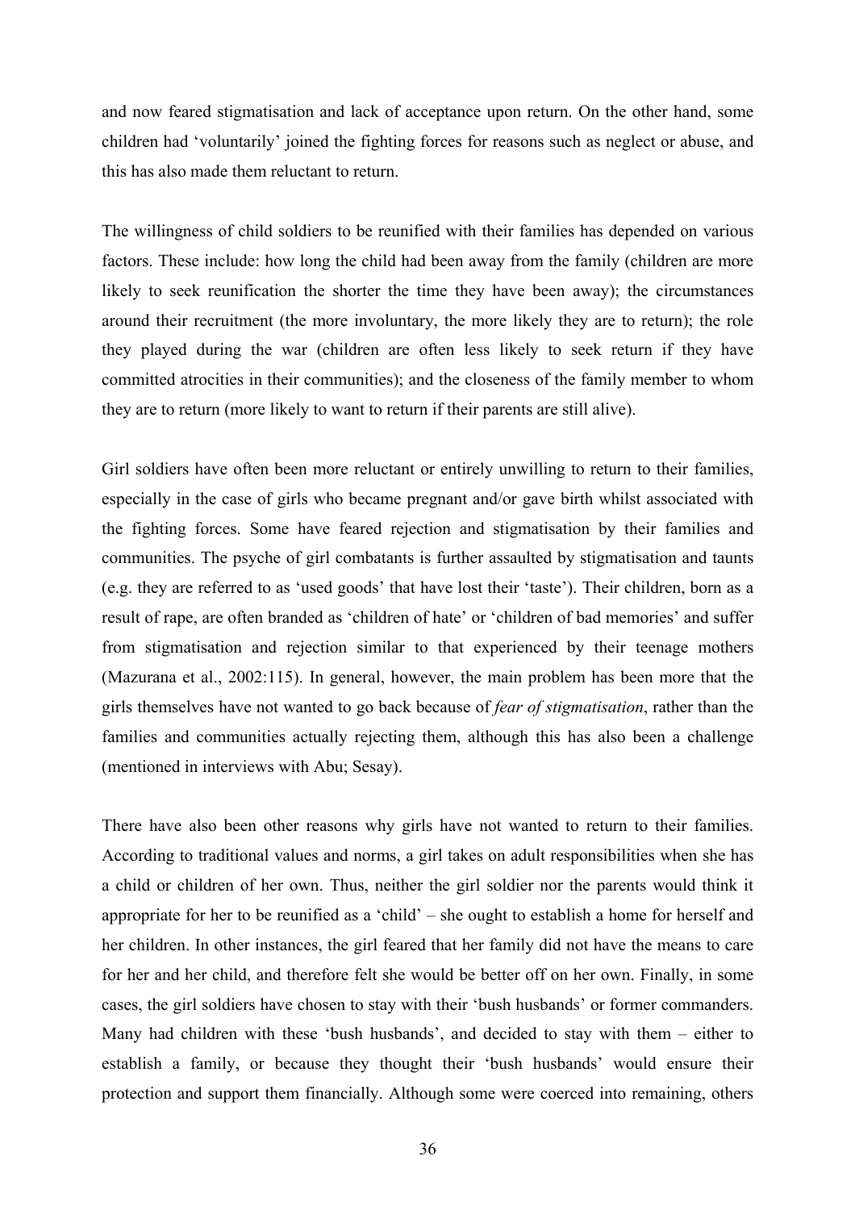and now feared stigmatisation and lack of acceptance upon return. On the other hand, some children had 'voluntarily' joined the fighting forces for reasons such as neglect or abuse, and this has also made them reluctant to return.

The willingness of child soldiers to be reunified with their families has depended on various factors. These include: how long the child had been away from the family (children are more likely to seek reunification the shorter the time they have been away); the circumstances around their recruitment (the more involuntary, the more likely they are to return); the role they played during the war (children are often less likely to seek return if they have committed atrocities in their communities); and the closeness of the family member to whom they are to return (more likely to want to return if their parents are still alive).

Girl soldiers have often been more reluctant or entirely unwilling to return to their families, especially in the case of girls who became pregnant and/or gave birth whilst associated with the fighting forces. Some have feared rejection and stigmatisation by their families and communities. The psyche of girl combatants is further assaulted by stigmatisation and taunts (e.g. they are referred to as 'used goods' that have lost their 'taste'). Their children, born as a result of rape, are often branded as 'children of hate' or 'children of bad memories' and suffer from stigmatisation and rejection similar to that experienced by their teenage mothers (Mazurana et al., 2002:115). In general, however, the main problem has been more that the girls themselves have not wanted to go back because of *fear of stigmatisation*, rather than the families and communities actually rejecting them, although this has also been a challenge (mentioned in interviews with Abu; Sesay).

There have also been other reasons why girls have not wanted to return to their families. According to traditional values and norms, a girl takes on adult responsibilities when she has a child or children of her own. Thus, neither the girl soldier nor the parents would think it appropriate for her to be reunified as a 'child' – she ought to establish a home for herself and her children. In other instances, the girl feared that her family did not have the means to care for her and her child, and therefore felt she would be better off on her own. Finally, in some cases, the girl soldiers have chosen to stay with their 'bush husbands' or former commanders. Many had children with these 'bush husbands', and decided to stay with them – either to establish a family, or because they thought their 'bush husbands' would ensure their protection and support them financially. Although some were coerced into remaining, others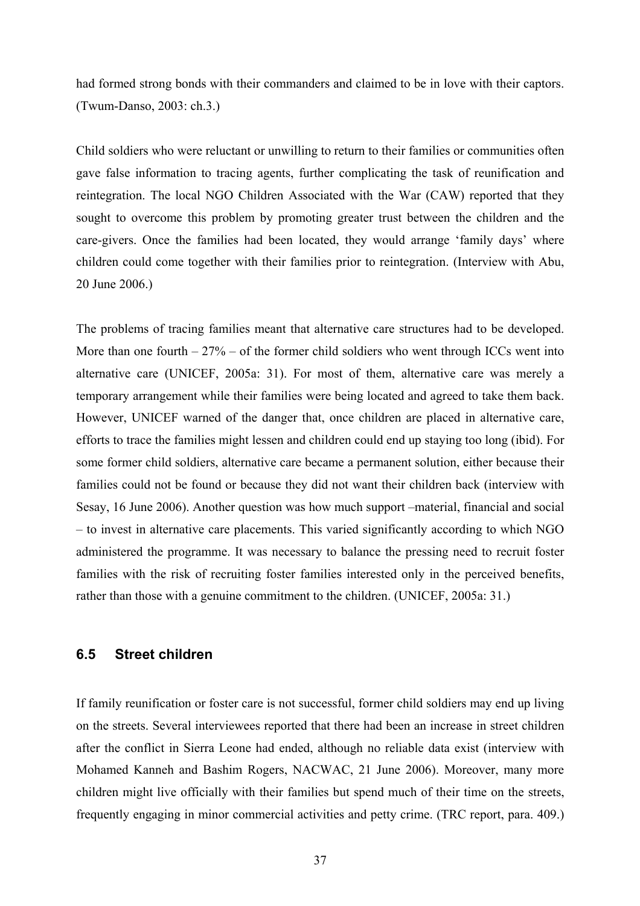had formed strong bonds with their commanders and claimed to be in love with their captors. (Twum-Danso, 2003: ch.3.)

Child soldiers who were reluctant or unwilling to return to their families or communities often gave false information to tracing agents, further complicating the task of reunification and reintegration. The local NGO Children Associated with the War (CAW) reported that they sought to overcome this problem by promoting greater trust between the children and the care-givers. Once the families had been located, they would arrange 'family days' where children could come together with their families prior to reintegration. (Interview with Abu, 20 June 2006.)

The problems of tracing families meant that alternative care structures had to be developed. More than one fourth – 27% – of the former child soldiers who went through ICCs went into alternative care (UNICEF, 2005a: 31). For most of them, alternative care was merely a temporary arrangement while their families were being located and agreed to take them back. However, UNICEF warned of the danger that, once children are placed in alternative care, efforts to trace the families might lessen and children could end up staying too long (ibid). For some former child soldiers, alternative care became a permanent solution, either because their families could not be found or because they did not want their children back (interview with Sesay, 16 June 2006). Another question was how much support –material, financial and social – to invest in alternative care placements. This varied significantly according to which NGO administered the programme. It was necessary to balance the pressing need to recruit foster families with the risk of recruiting foster families interested only in the perceived benefits, rather than those with a genuine commitment to the children. (UNICEF, 2005a: 31.)

## 6.5 Street children

If family reunification or foster care is not successful, former child soldiers may end up living on the streets. Several interviewees reported that there had been an increase in street children after the conflict in Sierra Leone had ended, although no reliable data exist (interview with Mohamed Kanneh and Bashim Rogers, NACWAC, 21 June 2006). Moreover, many more children might live officially with their families but spend much of their time on the streets, frequently engaging in minor commercial activities and petty crime. (TRC report, para. 409.)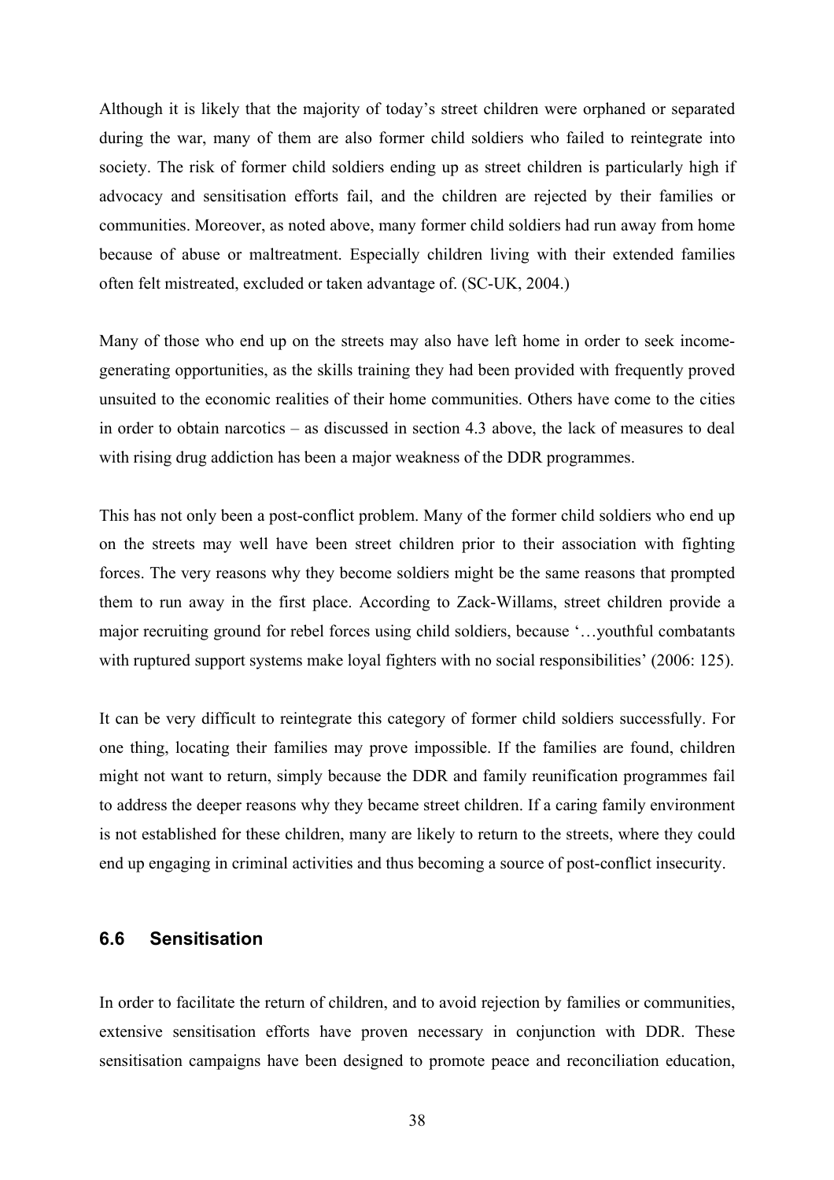Although it is likely that the majority of today's street children were orphaned or separated during the war, many of them are also former child soldiers who failed to reintegrate into society. The risk of former child soldiers ending up as street children is particularly high if advocacy and sensitisation efforts fail, and the children are rejected by their families or communities. Moreover, as noted above, many former child soldiers had run away from home because of abuse or maltreatment. Especially children living with their extended families often felt mistreated, excluded or taken advantage of. (SC-UK, 2004.)

Many of those who end up on the streets may also have left home in order to seek income-generating opportunities, as the skills training they had been provided with frequently proved unsuited to the economic realities of their home communities. Others have come to the cities in order to obtain narcotics – as discussed in section 4.3 above, the lack of measures to deal with rising drug addiction has been a major weakness of the DDR programmes.

This has not only been a post-conflict problem. Many of the former child soldiers who end up on the streets may well have been street children prior to their association with fighting forces. The very reasons why they become soldiers might be the same reasons that prompted them to run away in the first place. According to Zack-Willams, street children provide a major recruiting ground for rebel forces using child soldiers, because '…youthful combatants with ruptured support systems make loyal fighters with no social responsibilities' (2006: 125).

It can be very difficult to reintegrate this category of former child soldiers successfully. For one thing, locating their families may prove impossible. If the families are found, children might not want to return, simply because the DDR and family reunification programmes fail to address the deeper reasons why they became street children. If a caring family environment is not established for these children, many are likely to return to the streets, where they could end up engaging in criminal activities and thus becoming a source of post-conflict insecurity.

## 6.6 Sensitisation

In order to facilitate the return of children, and to avoid rejection by families or communities, extensive sensitisation efforts have proven necessary in conjunction with DDR. These sensitisation campaigns have been designed to promote peace and reconciliation education,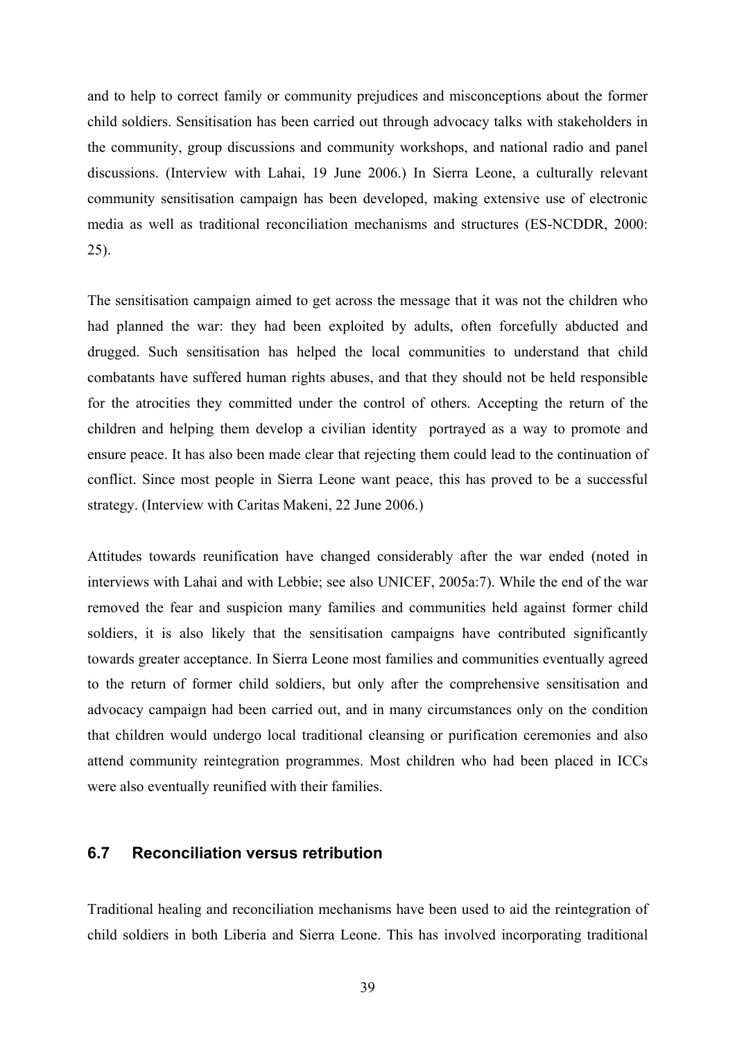and to help to correct family or community prejudices and misconceptions about the former child soldiers. Sensitisation has been carried out through advocacy talks with stakeholders in the community, group discussions and community workshops, and national radio and panel discussions. (Interview with Lahai, 19 June 2006.) In Sierra Leone, a culturally relevant community sensitisation campaign has been developed, making extensive use of electronic media as well as traditional reconciliation mechanisms and structures (ES-NCDDR, 2000: 25).

The sensitisation campaign aimed to get across the message that it was not the children who had planned the war: they had been exploited by adults, often forcefully abducted and drugged. Such sensitisation has helped the local communities to understand that child combatants have suffered human rights abuses, and that they should not be held responsible for the atrocities they committed under the control of others. Accepting the return of the children and helping them develop a civilian identity  portrayed as a way to promote and ensure peace. It has also been made clear that rejecting them could lead to the continuation of conflict. Since most people in Sierra Leone want peace, this has proved to be a successful strategy. (Interview with Caritas Makeni, 22 June 2006.)

Attitudes towards reunification have changed considerably after the war ended (noted in interviews with Lahai and with Lebbie; see also UNICEF, 2005a:7). While the end of the war removed the fear and suspicion many families and communities held against former child soldiers, it is also likely that the sensitisation campaigns have contributed significantly towards greater acceptance. In Sierra Leone most families and communities eventually agreed to the return of former child soldiers, but only after the comprehensive sensitisation and advocacy campaign had been carried out, and in many circumstances only on the condition that children would undergo local traditional cleansing or purification ceremonies and also attend community reintegration programmes. Most children who had been placed in ICCs were also eventually reunified with their families.

## 6.7 Reconciliation versus retribution

Traditional healing and reconciliation mechanisms have been used to aid the reintegration of child soldiers in both Liberia and Sierra Leone. This has involved incorporating traditional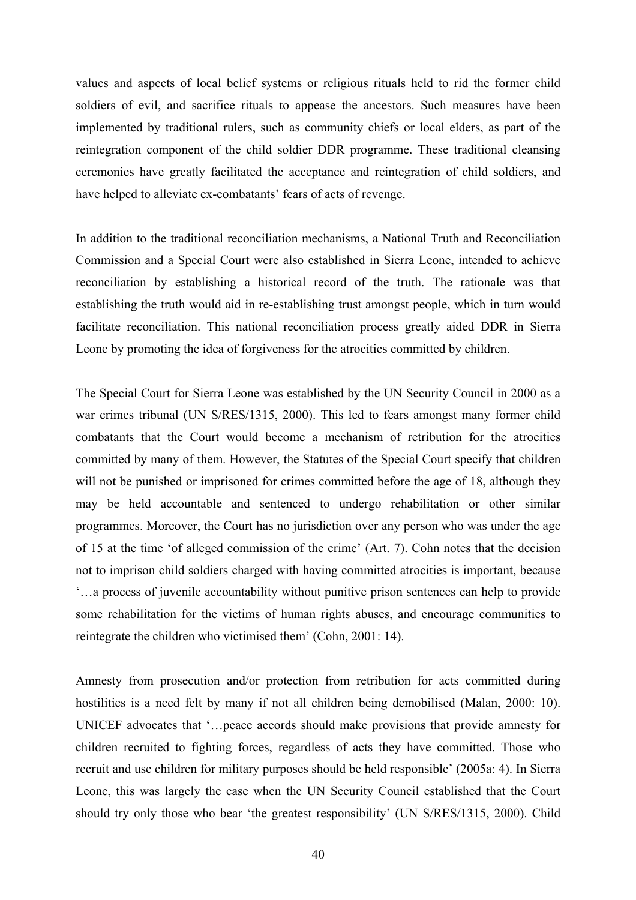values and aspects of local belief systems or religious rituals held to rid the former child soldiers of evil, and sacrifice rituals to appease the ancestors. Such measures have been implemented by traditional rulers, such as community chiefs or local elders, as part of the reintegration component of the child soldier DDR programme. These traditional cleansing ceremonies have greatly facilitated the acceptance and reintegration of child soldiers, and have helped to alleviate ex-combatants' fears of acts of revenge.

In addition to the traditional reconciliation mechanisms, a National Truth and Reconciliation Commission and a Special Court were also established in Sierra Leone, intended to achieve reconciliation by establishing a historical record of the truth. The rationale was that establishing the truth would aid in re-establishing trust amongst people, which in turn would facilitate reconciliation. This national reconciliation process greatly aided DDR in Sierra Leone by promoting the idea of forgiveness for the atrocities committed by children.

The Special Court for Sierra Leone was established by the UN Security Council in 2000 as a war crimes tribunal (UN S/RES/1315, 2000). This led to fears amongst many former child combatants that the Court would become a mechanism of retribution for the atrocities committed by many of them. However, the Statutes of the Special Court specify that children will not be punished or imprisoned for crimes committed before the age of 18, although they may be held accountable and sentenced to undergo rehabilitation or other similar programmes. Moreover, the Court has no jurisdiction over any person who was under the age of 15 at the time 'of alleged commission of the crime' (Art. 7). Cohn notes that the decision not to imprison child soldiers charged with having committed atrocities is important, because '…a process of juvenile accountability without punitive prison sentences can help to provide some rehabilitation for the victims of human rights abuses, and encourage communities to reintegrate the children who victimised them' (Cohn, 2001: 14).

Amnesty from prosecution and/or protection from retribution for acts committed during hostilities is a need felt by many if not all children being demobilised (Malan, 2000: 10). UNICEF advocates that '…peace accords should make provisions that provide amnesty for children recruited to fighting forces, regardless of acts they have committed. Those who recruit and use children for military purposes should be held responsible' (2005a: 4). In Sierra Leone, this was largely the case when the UN Security Council established that the Court should try only those who bear 'the greatest responsibility' (UN S/RES/1315, 2000). Child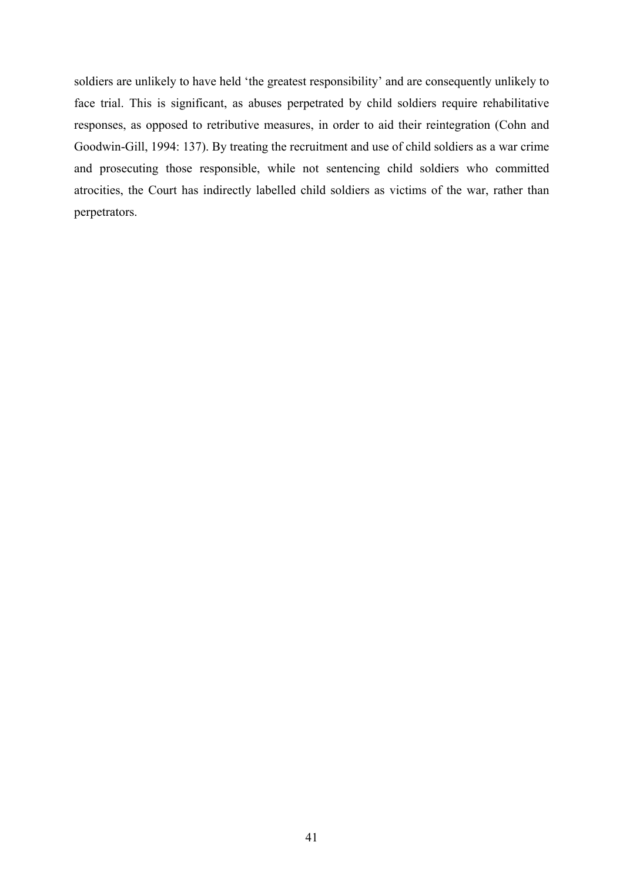soldiers are unlikely to have held 'the greatest responsibility' and are consequently unlikely to face trial. This is significant, as abuses perpetrated by child soldiers require rehabilitative responses, as opposed to retributive measures, in order to aid their reintegration (Cohn and Goodwin-Gill, 1994: 137). By treating the recruitment and use of child soldiers as a war crime and prosecuting those responsible, while not sentencing child soldiers who committed atrocities, the Court has indirectly labelled child soldiers as victims of the war, rather than perpetrators.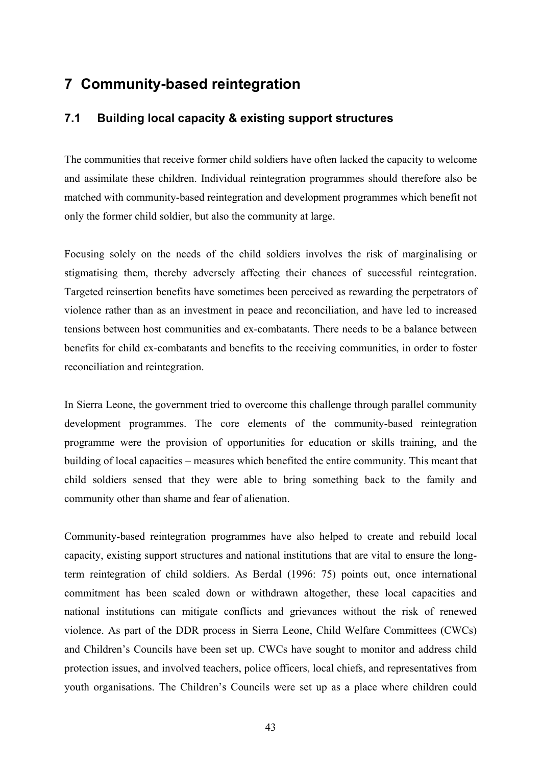# 7 Community-based reintegration

## 7.1 Building local capacity & existing support structures

The communities that receive former child soldiers have often lacked the capacity to welcome and assimilate these children. Individual reintegration programmes should therefore also be matched with community-based reintegration and development programmes which benefit not only the former child soldier, but also the community at large.

Focusing solely on the needs of the child soldiers involves the risk of marginalising or stigmatising them, thereby adversely affecting their chances of successful reintegration. Targeted reinsertion benefits have sometimes been perceived as rewarding the perpetrators of violence rather than as an investment in peace and reconciliation, and have led to increased tensions between host communities and ex-combatants. There needs to be a balance between benefits for child ex-combatants and benefits to the receiving communities, in order to foster reconciliation and reintegration.

In Sierra Leone, the government tried to overcome this challenge through parallel community development programmes. The core elements of the community-based reintegration programme were the provision of opportunities for education or skills training, and the building of local capacities – measures which benefited the entire community. This meant that child soldiers sensed that they were able to bring something back to the family and community other than shame and fear of alienation.

Community-based reintegration programmes have also helped to create and rebuild local capacity, existing support structures and national institutions that are vital to ensure the long-term reintegration of child soldiers. As Berdal (1996: 75) points out, once international commitment has been scaled down or withdrawn altogether, these local capacities and national institutions can mitigate conflicts and grievances without the risk of renewed violence. As part of the DDR process in Sierra Leone, Child Welfare Committees (CWCs) and Children's Councils have been set up. CWCs have sought to monitor and address child protection issues, and involved teachers, police officers, local chiefs, and representatives from youth organisations. The Children's Councils were set up as a place where children could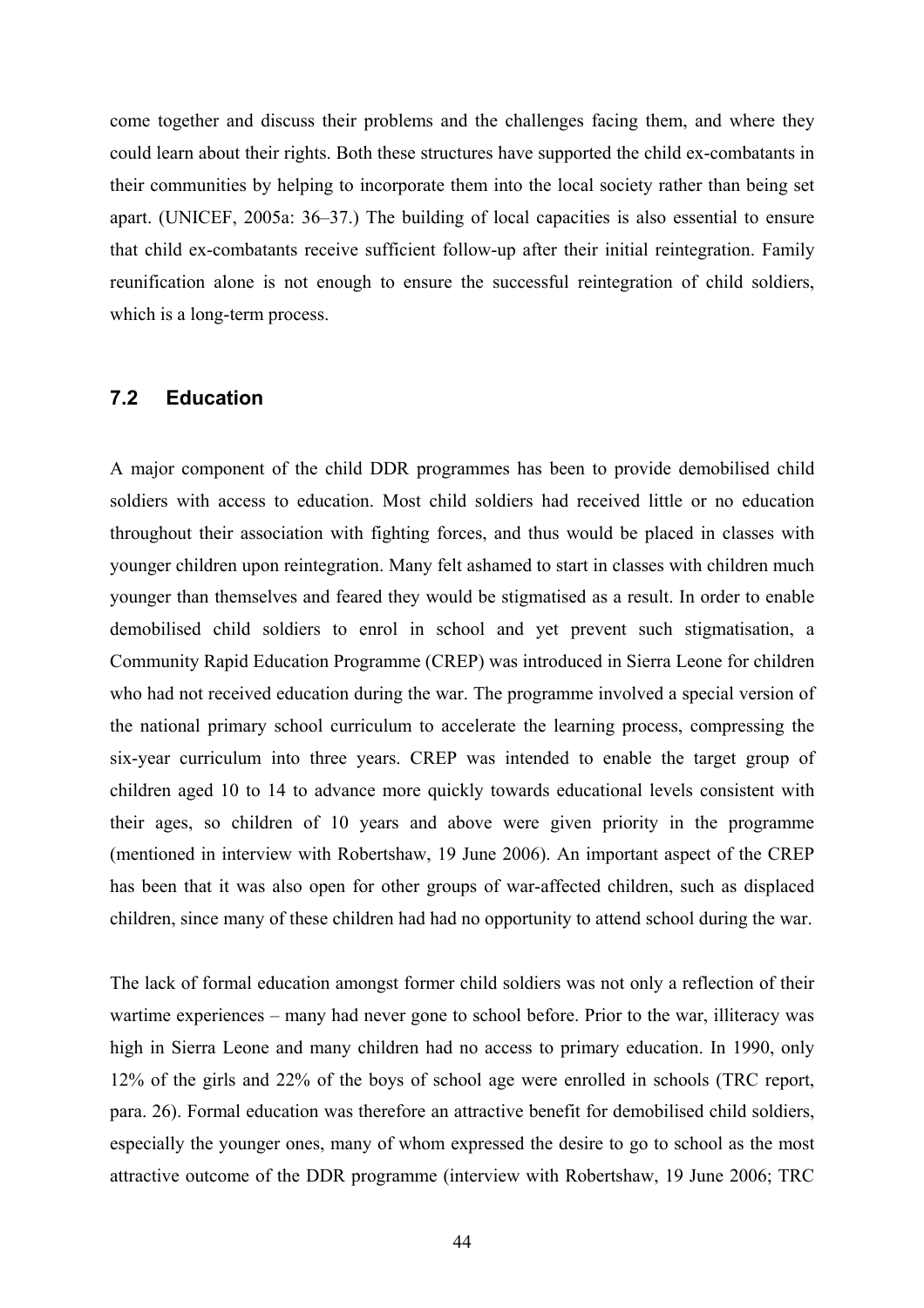come together and discuss their problems and the challenges facing them, and where they could learn about their rights. Both these structures have supported the child ex-combatants in their communities by helping to incorporate them into the local society rather than being set apart. (UNICEF, 2005a: 36–37.) The building of local capacities is also essential to ensure that child ex-combatants receive sufficient follow-up after their initial reintegration. Family reunification alone is not enough to ensure the successful reintegration of child soldiers, which is a long-term process.

## 7.2 Education

A major component of the child DDR programmes has been to provide demobilised child soldiers with access to education. Most child soldiers had received little or no education throughout their association with fighting forces, and thus would be placed in classes with younger children upon reintegration. Many felt ashamed to start in classes with children much younger than themselves and feared they would be stigmatised as a result. In order to enable demobilised child soldiers to enrol in school and yet prevent such stigmatisation, a Community Rapid Education Programme (CREP) was introduced in Sierra Leone for children who had not received education during the war. The programme involved a special version of the national primary school curriculum to accelerate the learning process, compressing the six-year curriculum into three years. CREP was intended to enable the target group of children aged 10 to 14 to advance more quickly towards educational levels consistent with their ages, so children of 10 years and above were given priority in the programme (mentioned in interview with Robertshaw, 19 June 2006). An important aspect of the CREP has been that it was also open for other groups of war-affected children, such as displaced children, since many of these children had had no opportunity to attend school during the war.

The lack of formal education amongst former child soldiers was not only a reflection of their wartime experiences – many had never gone to school before. Prior to the war, illiteracy was high in Sierra Leone and many children had no access to primary education. In 1990, only 12% of the girls and 22% of the boys of school age were enrolled in schools (TRC report, para. 26). Formal education was therefore an attractive benefit for demobilised child soldiers, especially the younger ones, many of whom expressed the desire to go to school as the most attractive outcome of the DDR programme (interview with Robertshaw, 19 June 2006; TRC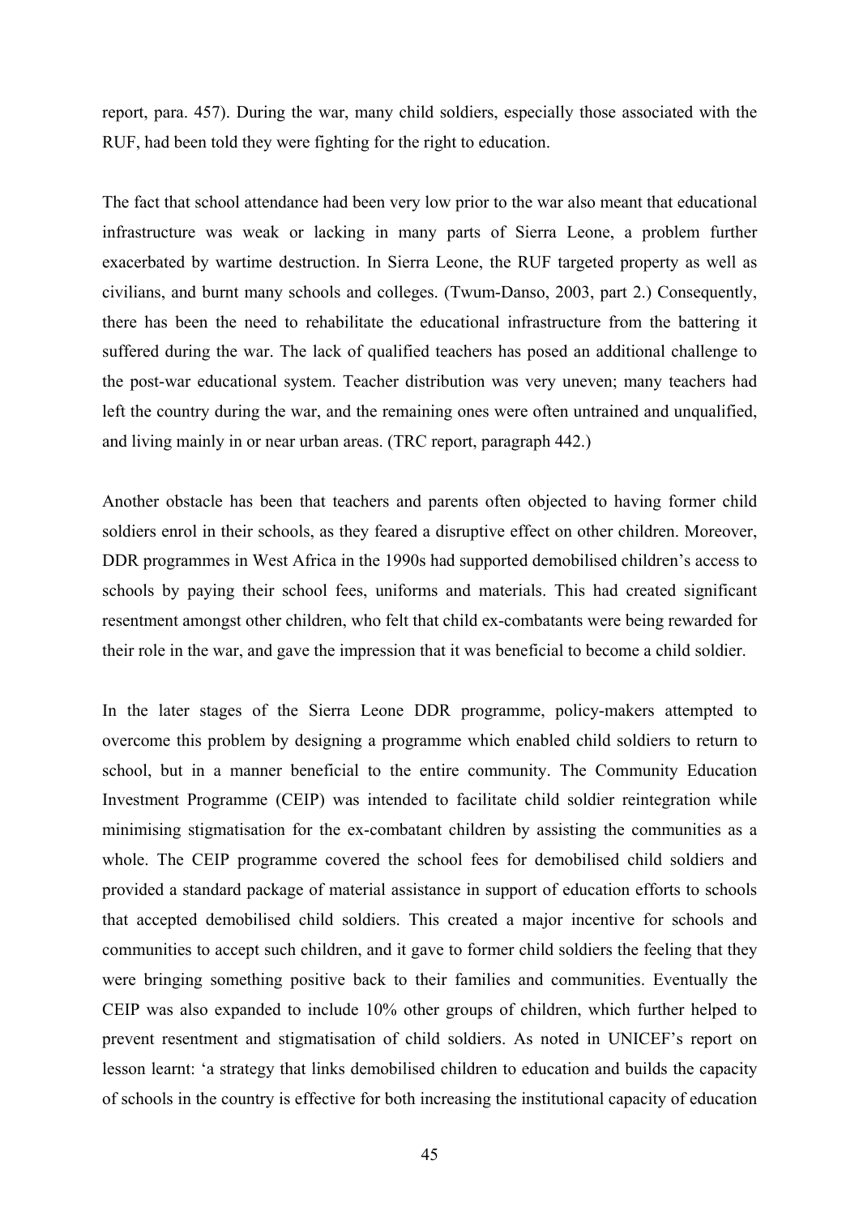report, para. 457). During the war, many child soldiers, especially those associated with the RUF, had been told they were fighting for the right to education.

The fact that school attendance had been very low prior to the war also meant that educational infrastructure was weak or lacking in many parts of Sierra Leone, a problem further exacerbated by wartime destruction. In Sierra Leone, the RUF targeted property as well as civilians, and burnt many schools and colleges. (Twum-Danso, 2003, part 2.) Consequently, there has been the need to rehabilitate the educational infrastructure from the battering it suffered during the war. The lack of qualified teachers has posed an additional challenge to the post-war educational system. Teacher distribution was very uneven; many teachers had left the country during the war, and the remaining ones were often untrained and unqualified, and living mainly in or near urban areas. (TRC report, paragraph 442.)

Another obstacle has been that teachers and parents often objected to having former child soldiers enrol in their schools, as they feared a disruptive effect on other children. Moreover, DDR programmes in West Africa in the 1990s had supported demobilised children's access to schools by paying their school fees, uniforms and materials. This had created significant resentment amongst other children, who felt that child ex-combatants were being rewarded for their role in the war, and gave the impression that it was beneficial to become a child soldier.

In the later stages of the Sierra Leone DDR programme, policy-makers attempted to overcome this problem by designing a programme which enabled child soldiers to return to school, but in a manner beneficial to the entire community. The Community Education Investment Programme (CEIP) was intended to facilitate child soldier reintegration while minimising stigmatisation for the ex-combatant children by assisting the communities as a whole. The CEIP programme covered the school fees for demobilised child soldiers and provided a standard package of material assistance in support of education efforts to schools that accepted demobilised child soldiers. This created a major incentive for schools and communities to accept such children, and it gave to former child soldiers the feeling that they were bringing something positive back to their families and communities. Eventually the CEIP was also expanded to include 10% other groups of children, which further helped to prevent resentment and stigmatisation of child soldiers. As noted in UNICEF's report on lesson learnt: 'a strategy that links demobilised children to education and builds the capacity of schools in the country is effective for both increasing the institutional capacity of education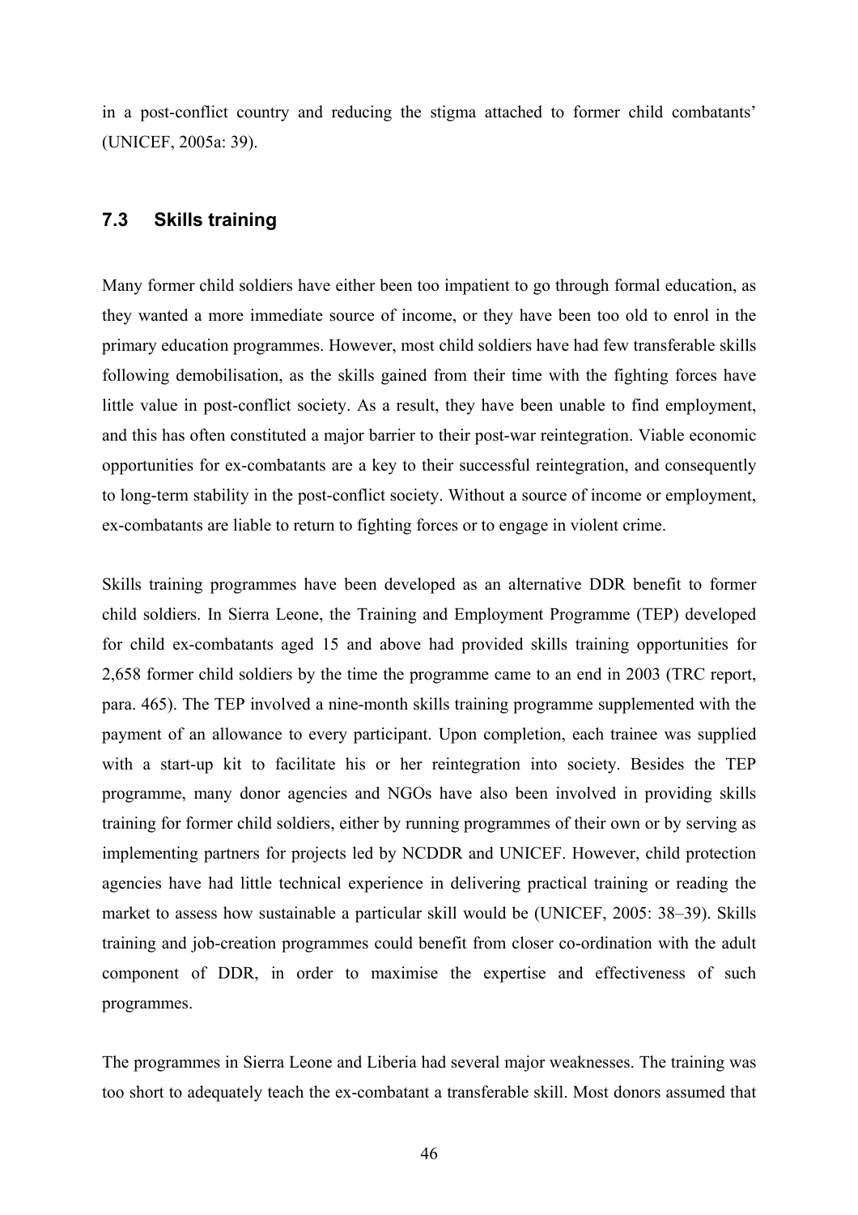in a post-conflict country and reducing the stigma attached to former child combatants' (UNICEF, 2005a: 39).

### 7.3 Skills training

Many former child soldiers have either been too impatient to go through formal education, as they wanted a more immediate source of income, or they have been too old to enrol in the primary education programmes. However, most child soldiers have had few transferable skills following demobilisation, as the skills gained from their time with the fighting forces have little value in post-conflict society. As a result, they have been unable to find employment, and this has often constituted a major barrier to their post-war reintegration. Viable economic opportunities for ex-combatants are a key to their successful reintegration, and consequently to long-term stability in the post-conflict society. Without a source of income or employment, ex-combatants are liable to return to fighting forces or to engage in violent crime.

Skills training programmes have been developed as an alternative DDR benefit to former child soldiers. In Sierra Leone, the Training and Employment Programme (TEP) developed for child ex-combatants aged 15 and above had provided skills training opportunities for 2,658 former child soldiers by the time the programme came to an end in 2003 (TRC report, para. 465). The TEP involved a nine-month skills training programme supplemented with the payment of an allowance to every participant. Upon completion, each trainee was supplied with a start-up kit to facilitate his or her reintegration into society. Besides the TEP programme, many donor agencies and NGOs have also been involved in providing skills training for former child soldiers, either by running programmes of their own or by serving as implementing partners for projects led by NCDDR and UNICEF. However, child protection agencies have had little technical experience in delivering practical training or reading the market to assess how sustainable a particular skill would be (UNICEF, 2005: 38–39). Skills training and job-creation programmes could benefit from closer co-ordination with the adult component of DDR, in order to maximise the expertise and effectiveness of such programmes.

The programmes in Sierra Leone and Liberia had several major weaknesses. The training was too short to adequately teach the ex-combatant a transferable skill. Most donors assumed that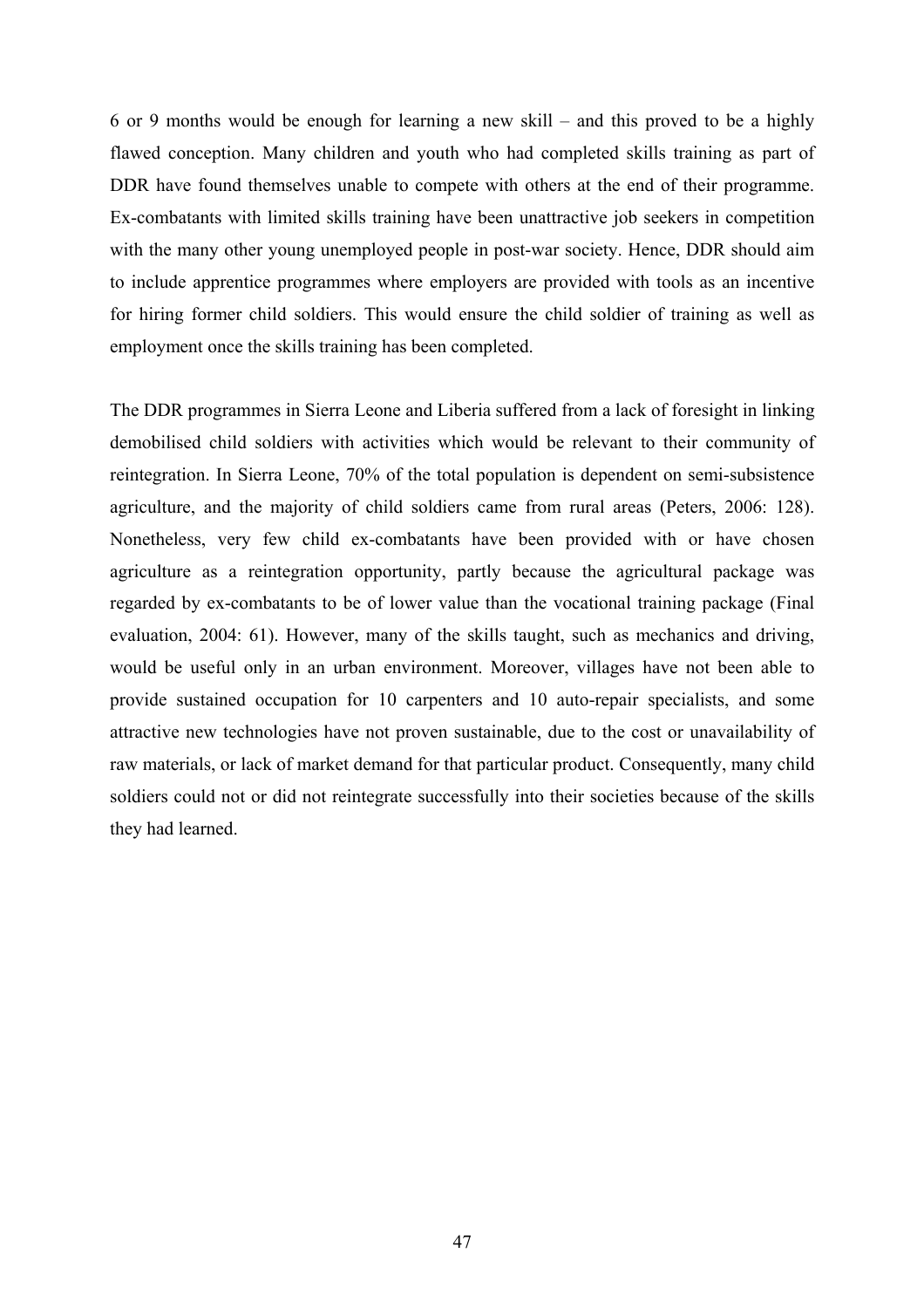6 or 9 months would be enough for learning a new skill – and this proved to be a highly flawed conception. Many children and youth who had completed skills training as part of DDR have found themselves unable to compete with others at the end of their programme. Ex-combatants with limited skills training have been unattractive job seekers in competition with the many other young unemployed people in post-war society. Hence, DDR should aim to include apprentice programmes where employers are provided with tools as an incentive for hiring former child soldiers. This would ensure the child soldier of training as well as employment once the skills training has been completed.

The DDR programmes in Sierra Leone and Liberia suffered from a lack of foresight in linking demobilised child soldiers with activities which would be relevant to their community of reintegration. In Sierra Leone, 70% of the total population is dependent on semi-subsistence agriculture, and the majority of child soldiers came from rural areas (Peters, 2006: 128). Nonetheless, very few child ex-combatants have been provided with or have chosen agriculture as a reintegration opportunity, partly because the agricultural package was regarded by ex-combatants to be of lower value than the vocational training package (Final evaluation, 2004: 61). However, many of the skills taught, such as mechanics and driving, would be useful only in an urban environment. Moreover, villages have not been able to provide sustained occupation for 10 carpenters and 10 auto-repair specialists, and some attractive new technologies have not proven sustainable, due to the cost or unavailability of raw materials, or lack of market demand for that particular product. Consequently, many child soldiers could not or did not reintegrate successfully into their societies because of the skills they had learned.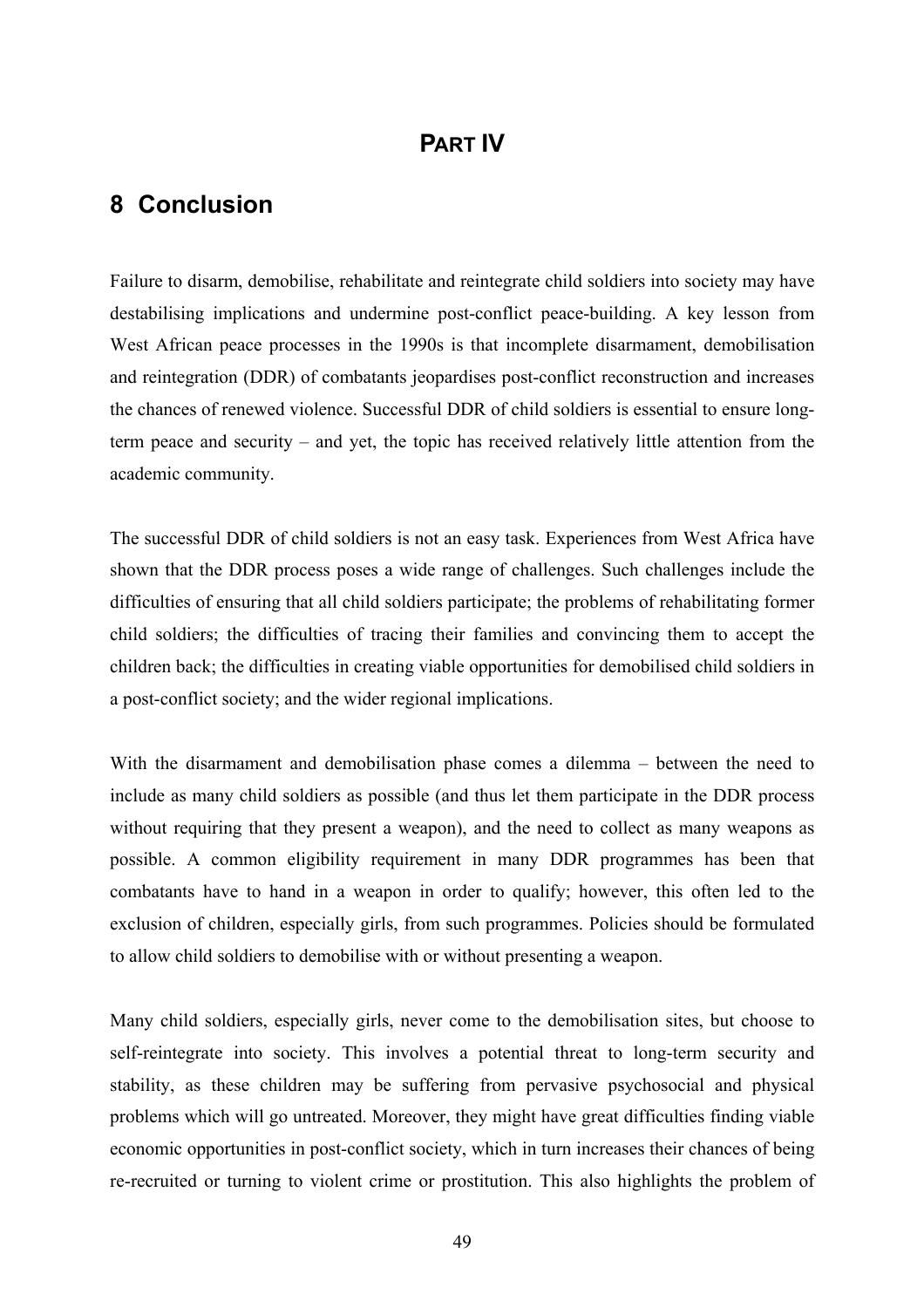# PART IV

## 8 Conclusion

Failure to disarm, demobilise, rehabilitate and reintegrate child soldiers into society may have destabilising implications and undermine post-conflict peace-building. A key lesson from West African peace processes in the 1990s is that incomplete disarmament, demobilisation and reintegration (DDR) of combatants jeopardises post-conflict reconstruction and increases the chances of renewed violence. Successful DDR of child soldiers is essential to ensure long-term peace and security – and yet, the topic has received relatively little attention from the academic community.

The successful DDR of child soldiers is not an easy task. Experiences from West Africa have shown that the DDR process poses a wide range of challenges. Such challenges include the difficulties of ensuring that all child soldiers participate; the problems of rehabilitating former child soldiers; the difficulties of tracing their families and convincing them to accept the children back; the difficulties in creating viable opportunities for demobilised child soldiers in a post-conflict society; and the wider regional implications.

With the disarmament and demobilisation phase comes a dilemma – between the need to include as many child soldiers as possible (and thus let them participate in the DDR process without requiring that they present a weapon), and the need to collect as many weapons as possible. A common eligibility requirement in many DDR programmes has been that combatants have to hand in a weapon in order to qualify; however, this often led to the exclusion of children, especially girls, from such programmes. Policies should be formulated to allow child soldiers to demobilise with or without presenting a weapon.

Many child soldiers, especially girls, never come to the demobilisation sites, but choose to self-reintegrate into society. This involves a potential threat to long-term security and stability, as these children may be suffering from pervasive psychosocial and physical problems which will go untreated. Moreover, they might have great difficulties finding viable economic opportunities in post-conflict society, which in turn increases their chances of being re-recruited or turning to violent crime or prostitution. This also highlights the problem of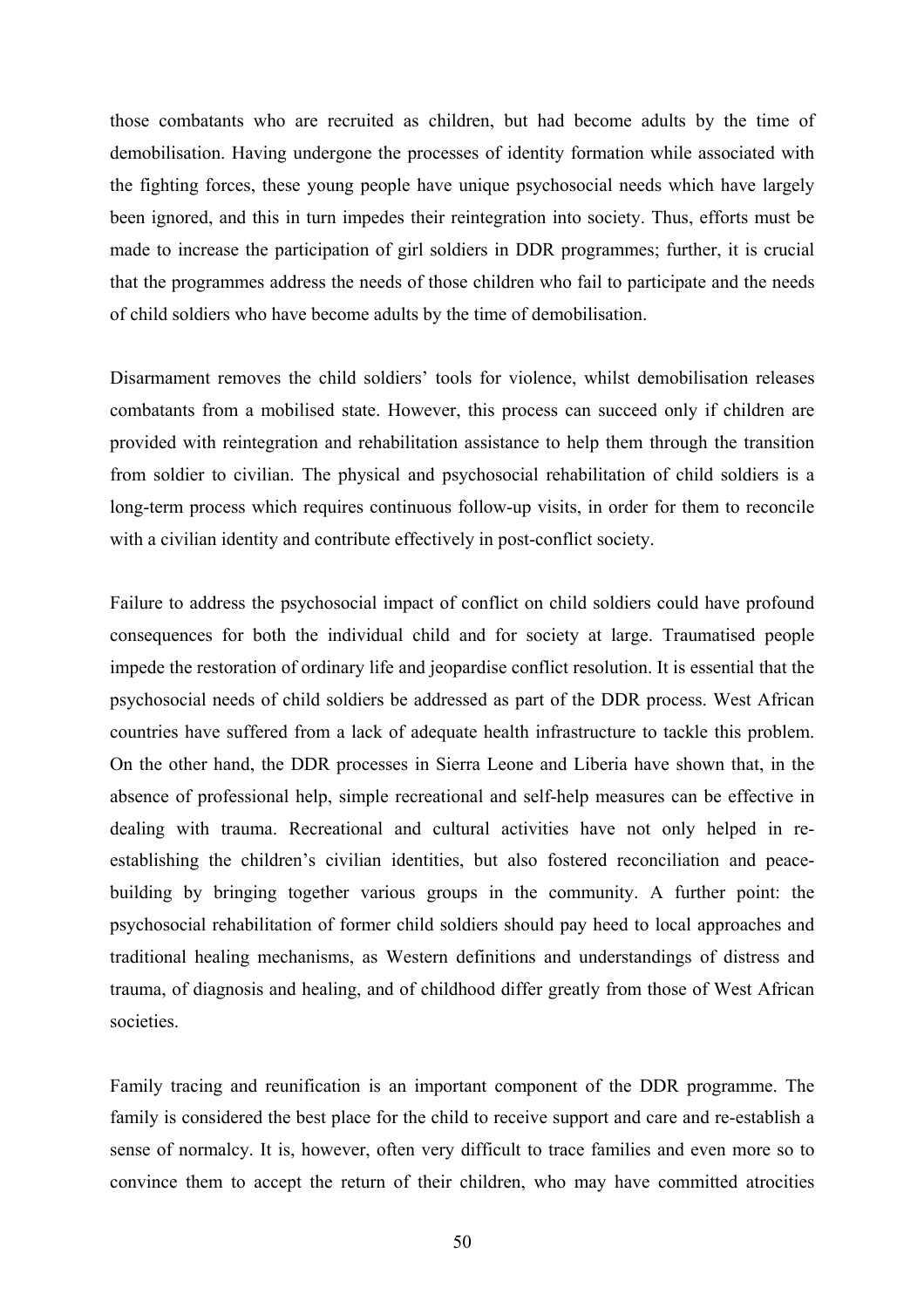those combatants who are recruited as children, but had become adults by the time of demobilisation. Having undergone the processes of identity formation while associated with the fighting forces, these young people have unique psychosocial needs which have largely been ignored, and this in turn impedes their reintegration into society. Thus, efforts must be made to increase the participation of girl soldiers in DDR programmes; further, it is crucial that the programmes address the needs of those children who fail to participate and the needs of child soldiers who have become adults by the time of demobilisation.

Disarmament removes the child soldiers' tools for violence, whilst demobilisation releases combatants from a mobilised state. However, this process can succeed only if children are provided with reintegration and rehabilitation assistance to help them through the transition from soldier to civilian. The physical and psychosocial rehabilitation of child soldiers is a long-term process which requires continuous follow-up visits, in order for them to reconcile with a civilian identity and contribute effectively in post-conflict society.

Failure to address the psychosocial impact of conflict on child soldiers could have profound consequences for both the individual child and for society at large. Traumatised people impede the restoration of ordinary life and jeopardise conflict resolution. It is essential that the psychosocial needs of child soldiers be addressed as part of the DDR process. West African countries have suffered from a lack of adequate health infrastructure to tackle this problem. On the other hand, the DDR processes in Sierra Leone and Liberia have shown that, in the absence of professional help, simple recreational and self-help measures can be effective in dealing with trauma. Recreational and cultural activities have not only helped in re-establishing the children's civilian identities, but also fostered reconciliation and peace-building by bringing together various groups in the community. A further point: the psychosocial rehabilitation of former child soldiers should pay heed to local approaches and traditional healing mechanisms, as Western definitions and understandings of distress and trauma, of diagnosis and healing, and of childhood differ greatly from those of West African societies.

Family tracing and reunification is an important component of the DDR programme. The family is considered the best place for the child to receive support and care and re-establish a sense of normalcy. It is, however, often very difficult to trace families and even more so to convince them to accept the return of their children, who may have committed atrocities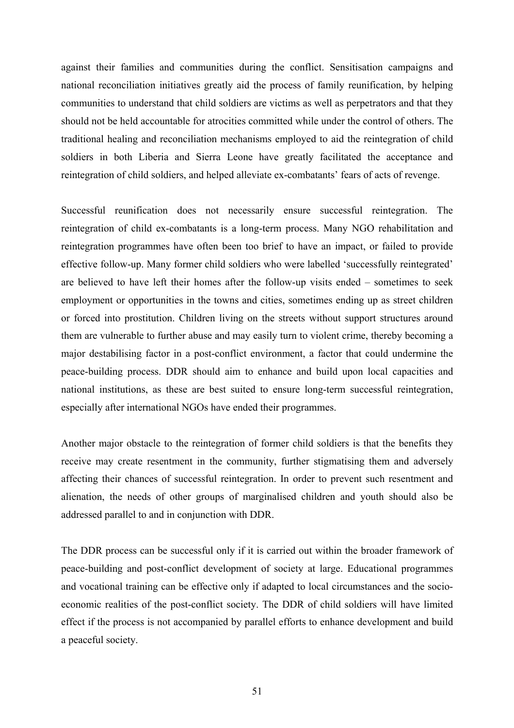against their families and communities during the conflict. Sensitisation campaigns and national reconciliation initiatives greatly aid the process of family reunification, by helping communities to understand that child soldiers are victims as well as perpetrators and that they should not be held accountable for atrocities committed while under the control of others. The traditional healing and reconciliation mechanisms employed to aid the reintegration of child soldiers in both Liberia and Sierra Leone have greatly facilitated the acceptance and reintegration of child soldiers, and helped alleviate ex-combatants' fears of acts of revenge.

Successful reunification does not necessarily ensure successful reintegration. The reintegration of child ex-combatants is a long-term process. Many NGO rehabilitation and reintegration programmes have often been too brief to have an impact, or failed to provide effective follow-up. Many former child soldiers who were labelled 'successfully reintegrated' are believed to have left their homes after the follow-up visits ended – sometimes to seek employment or opportunities in the towns and cities, sometimes ending up as street children or forced into prostitution. Children living on the streets without support structures around them are vulnerable to further abuse and may easily turn to violent crime, thereby becoming a major destabilising factor in a post-conflict environment, a factor that could undermine the peace-building process. DDR should aim to enhance and build upon local capacities and national institutions, as these are best suited to ensure long-term successful reintegration, especially after international NGOs have ended their programmes.

Another major obstacle to the reintegration of former child soldiers is that the benefits they receive may create resentment in the community, further stigmatising them and adversely affecting their chances of successful reintegration. In order to prevent such resentment and alienation, the needs of other groups of marginalised children and youth should also be addressed parallel to and in conjunction with DDR.

The DDR process can be successful only if it is carried out within the broader framework of peace-building and post-conflict development of society at large. Educational programmes and vocational training can be effective only if adapted to local circumstances and the socio-economic realities of the post-conflict society. The DDR of child soldiers will have limited effect if the process is not accompanied by parallel efforts to enhance development and build a peaceful society.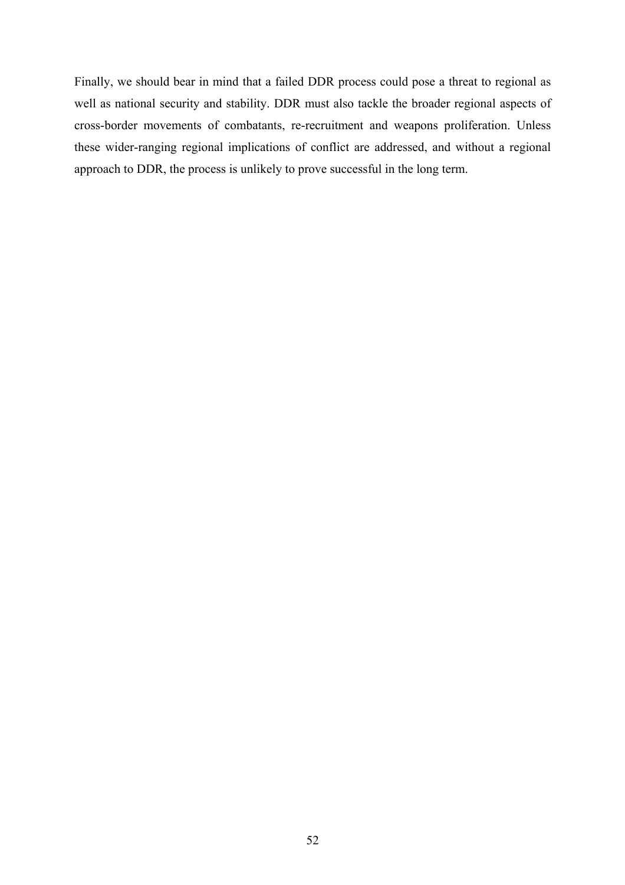Finally, we should bear in mind that a failed DDR process could pose a threat to regional as well as national security and stability. DDR must also tackle the broader regional aspects of cross-border movements of combatants, re-recruitment and weapons proliferation. Unless these wider-ranging regional implications of conflict are addressed, and without a regional approach to DDR, the process is unlikely to prove successful in the long term.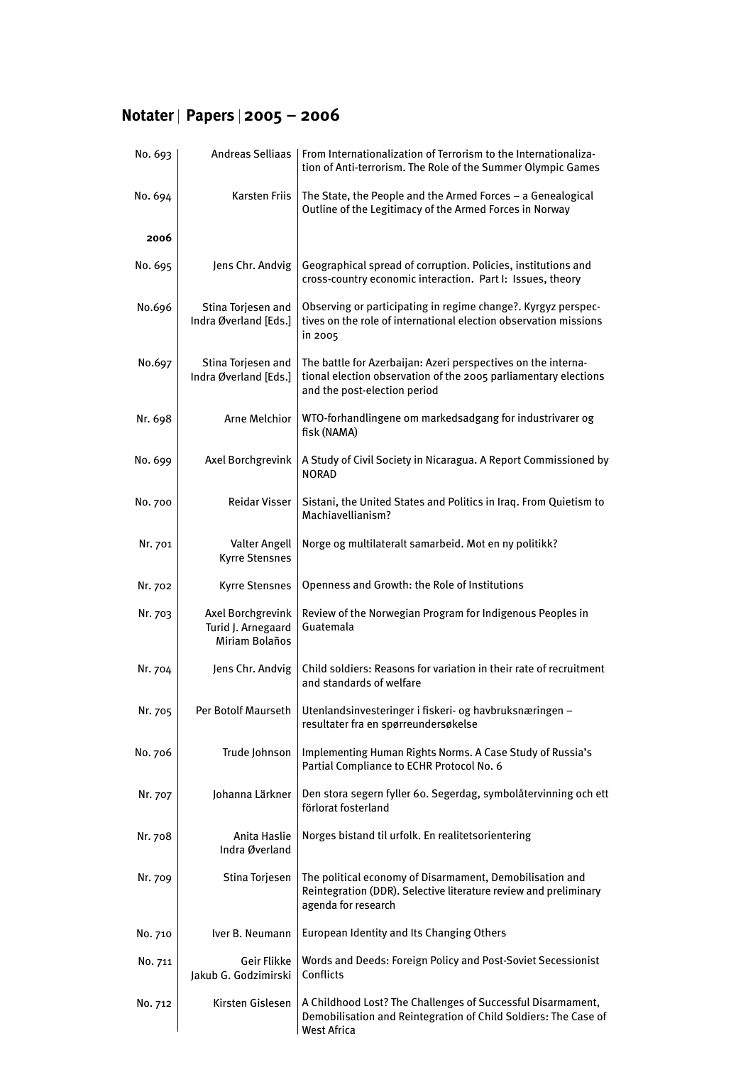## Notater | Papers | 2005 – 2006

| | | |
|---|---|---|
| No. 693 | Andreas Selliaas | From Internationalization of Terrorism to the Internationalization of Anti-terrorism. The Role of the Summer Olympic Games |
| No. 694 | Karsten Friis | The State, the People and the Armed Forces – a Genealogical Outline of the Legitimacy of the Armed Forces in Norway |
| **2006** | | |
| No. 695 | Jens Chr. Andvig | Geographical spread of corruption. Policies, institutions and cross-country economic interaction. Part I: Issues, theory |
| No.696 | Stina Torjesen and Indra Øverland [Eds.] | Observing or participating in regime change?. Kyrgyz perspectives on the role of international election observation missions in 2005 |
| No.697 | Stina Torjesen and Indra Øverland [Eds.] | The battle for Azerbaijan: Azeri perspectives on the international election observation of the 2005 parliamentary elections and the post-election period |
| Nr. 698 | Arne Melchior | WTO-forhandlingene om markedsadgang for industrivarer og fisk (NAMA) |
| No. 699 | Axel Borchgrevink | A Study of Civil Society in Nicaragua. A Report Commissioned by NORAD |
| No. 700 | Reidar Visser | Sistani, the United States and Politics in Iraq. From Quietism to Machiavellianism? |
| Nr. 701 | Valter Angell<br>Kyrre Stensnes | Norge og multilateralt samarbeid. Mot en ny politikk? |
| Nr. 702 | Kyrre Stensnes | Openness and Growth: the Role of Institutions |
| Nr. 703 | Axel Borchgrevink<br>Turid J. Arnegaard<br>Miriam Bolaños | Review of the Norwegian Program for Indigenous Peoples in Guatemala |
| Nr. 704 | Jens Chr. Andvig | Child soldiers: Reasons for variation in their rate of recruitment and standards of welfare |
| Nr. 705 | Per Botolf Maurseth | Utenlandsinvesteringer i fiskeri- og havbruksnæringen – resultater fra en spørreundersøkelse |
| No. 706 | Trude Johnson | Implementing Human Rights Norms. A Case Study of Russia's Partial Compliance to ECHR Protocol No. 6 |
| Nr. 707 | Johanna Lärkner | Den stora segern fyller 60. Segerdag, symbolåtervinning och ett förlorat fosterland |
| Nr. 708 | Anita Haslie<br>Indra Øverland | Norges bistand til urfolk. En realitetsorientering |
| Nr. 709 | Stina Torjesen | The political economy of Disarmament, Demobilisation and Reintegration (DDR). Selective literature review and preliminary agenda for research |
| No. 710 | Iver B. Neumann | European Identity and Its Changing Others |
| No. 711 | Geir Flikke<br>Jakub G. Godzimirski | Words and Deeds: Foreign Policy and Post-Soviet Secessionist Conflicts |
| No. 712 | Kirsten Gislesen | A Childhood Lost? The Challenges of Successful Disarmament, Demobilisation and Reintegration of Child Soldiers: The Case of West Africa |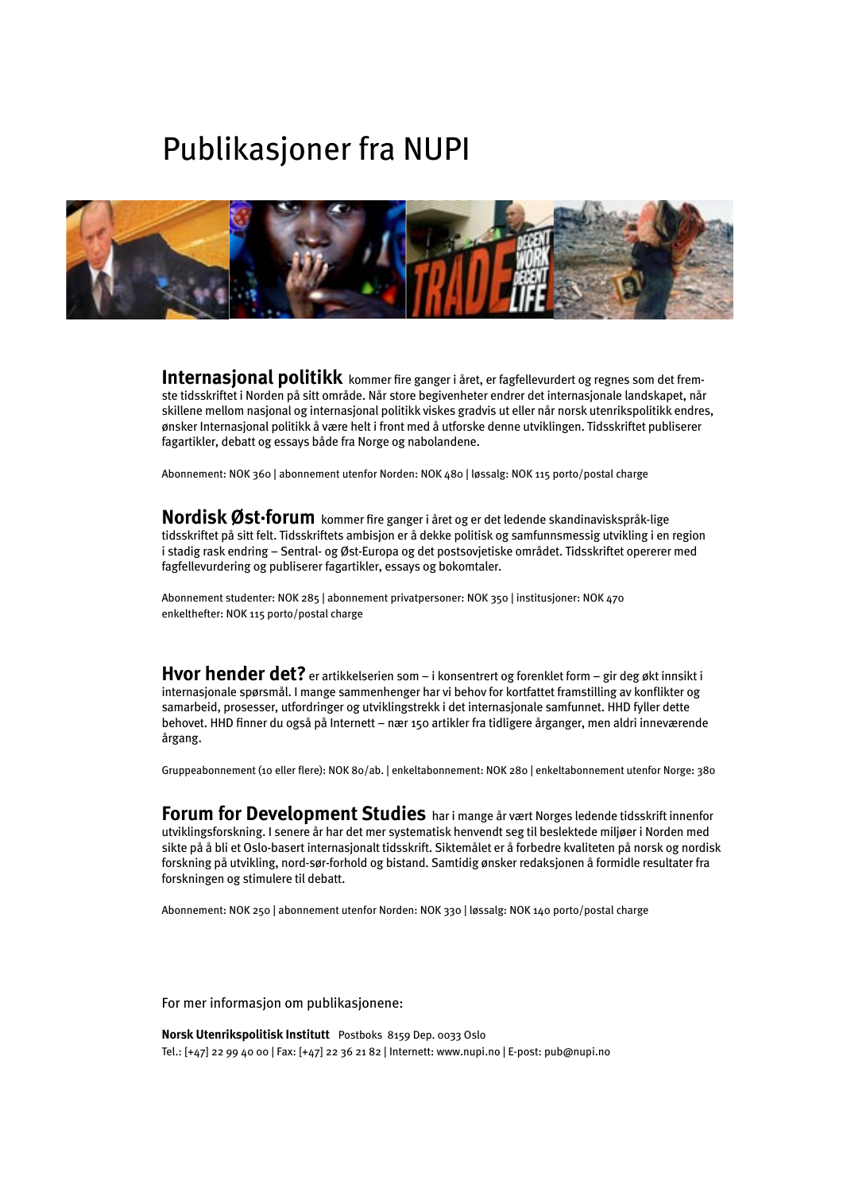# Publikasjoner fra NUPI

**Internasjonal politikk** kommer fire ganger i året, er fagfellevurdert og regnes som det fremste tidsskriftet i Norden på sitt område. Når store begivenheter endrer det internasjonale landskapet, når skillene mellom nasjonal og internasjonal politikk viskes gradvis ut eller når norsk utenrikspolitikk endres, ønsker Internasjonal politikk å være helt i front med å utforske denne utviklingen. Tidsskriftet publiserer fagartikler, debatt og essays både fra Norge og nabolandene.

Abonnement: NOK 360 | abonnement utenfor Norden: NOK 480 | løssalg: NOK 115 porto/postal charge

**Nordisk Øst·forum** kommer fire ganger i året og er det ledende skandinaviskspråk-lige tidsskriftet på sitt felt. Tidsskriftets ambisjon er å dekke politisk og samfunnsmessig utvikling i en region i stadig rask endring – Sentral- og Øst-Europa og det postsovjetiske området. Tidsskriftet opererer med fagfellevurdering og publiserer fagartikler, essays og bokomtaler.

Abonnement studenter: NOK 285 | abonnement privatpersoner: NOK 350 | institusjoner: NOK 470
enkelthefter: NOK 115 porto/postal charge

**Hvor hender det?** er artikkelserien som – i konsentrert og forenklet form – gir deg økt innsikt i internasjonale spørsmål. I mange sammenhenger har vi behov for kortfattet framstilling av konflikter og samarbeid, prosesser, utfordringer og utviklingstrekk i det internasjonale samfunnet. HHD fyller dette behovet. HHD finner du også på Internett – nær 150 artikler fra tidligere årganger, men aldri inneværende årgang.

Gruppeabonnement (10 eller flere): NOK 80/ab. | enkeltabonnement: NOK 280 | enkeltabonnement utenfor Norge: 380

**Forum for Development Studies** har i mange år vært Norges ledende tidsskrift innenfor utviklingsforskning. I senere år har det mer systematisk henvendt seg til beslektede miljøer i Norden med sikte på å bli et Oslo-basert internasjonalt tidsskrift. Siktemålet er å forbedre kvaliteten på norsk og nordisk forskning på utvikling, nord-sør-forhold og bistand. Samtidig ønsker redaksjonen å formidle resultater fra forskningen og stimulere til debatt.

Abonnement: NOK 250 | abonnement utenfor Norden: NOK 330 | løssalg: NOK 140 porto/postal charge

For mer informasjon om publikasjonene:

**Norsk Utenrikspolitisk Institutt** Postboks 8159 Dep. 0033 Oslo
Tel.: [+47] 22 99 40 00 | Fax: [+47] 22 36 21 82 | Internett: www.nupi.no | E-post: pub@nupi.no